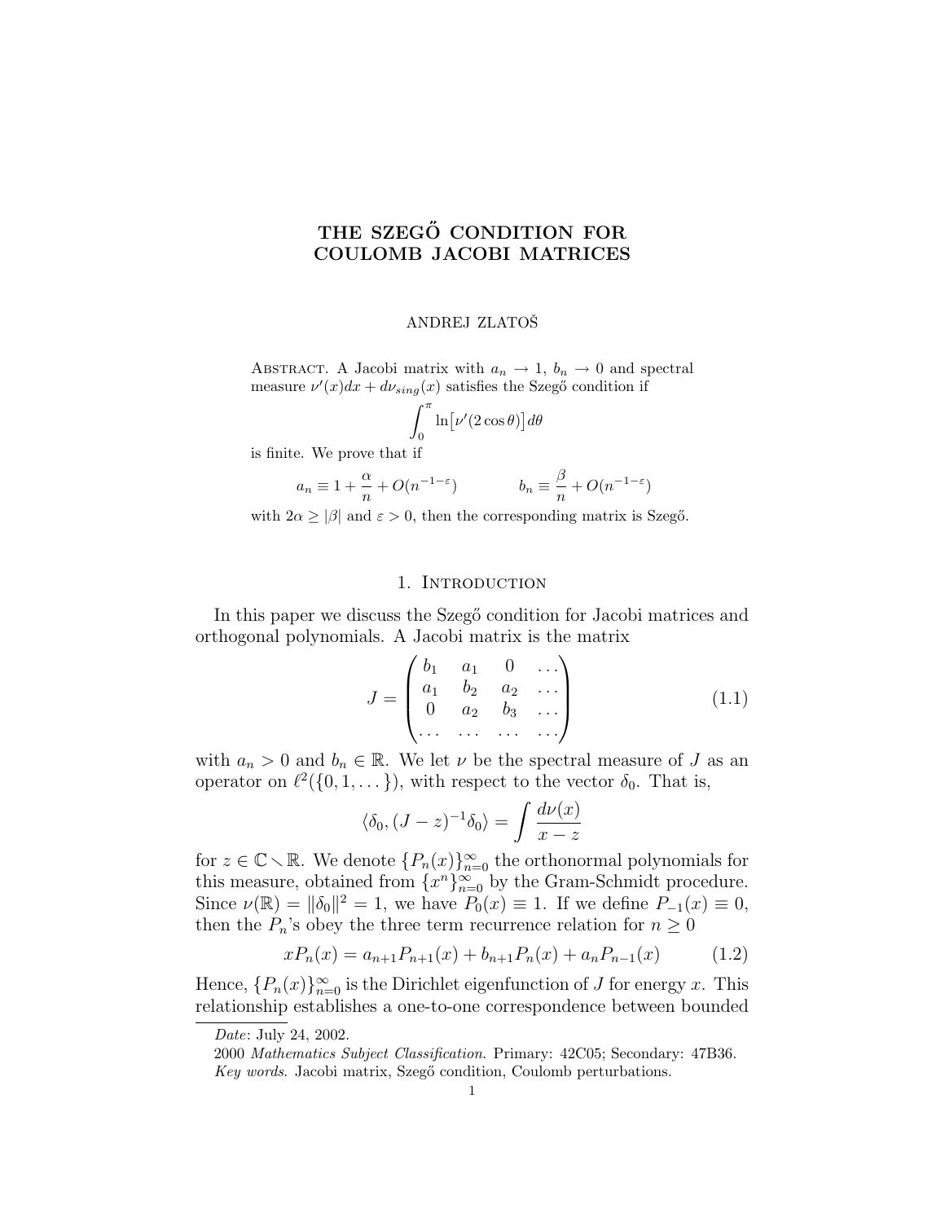# THE SZEGŐ CONDITION FOR COULOMB JACOBI MATRICES

ANDREJ ZLATOŠ

Abstract. A Jacobi matrix with $a_n \to 1$, $b_n \to 0$ and spectral measure $\nu'(x)dx + d\nu_{sing}(x)$ satisfies the Szegő condition if

$$\int_0^\pi \ln\bigl[\nu'(2\cos\theta)\bigr]\,d\theta$$

is finite. We prove that if

$$a_n \equiv 1 + \frac{\alpha}{n} + O(n^{-1-\varepsilon}) \qquad\qquad b_n \equiv \frac{\beta}{n} + O(n^{-1-\varepsilon})$$

with $2\alpha \ge |\beta|$ and $\varepsilon > 0$, then the corresponding matrix is Szegő.

## 1. Introduction

In this paper we discuss the Szegő condition for Jacobi matrices and orthogonal polynomials. A Jacobi matrix is the matrix

$$J = \begin{pmatrix} b_1 & a_1 & 0 & \dots \\ a_1 & b_2 & a_2 & \dots \\ 0 & a_2 & b_3 & \dots \\ \dots & \dots & \dots & \dots \end{pmatrix} \tag{1.1}$$

with $a_n > 0$ and $b_n \in \mathbb{R}$. We let $\nu$ be the spectral measure of $J$ as an operator on $\ell^2(\{0, 1, \dots\})$, with respect to the vector $\delta_0$. That is,

$$\langle \delta_0, (J-z)^{-1}\delta_0 \rangle = \int \frac{d\nu(x)}{x-z}$$

for $z \in \mathbb{C} \setminus \mathbb{R}$. We denote $\{P_n(x)\}_{n=0}^\infty$ the orthonormal polynomials for this measure, obtained from $\{x^n\}_{n=0}^\infty$ by the Gram-Schmidt procedure. Since $\nu(\mathbb{R}) = \|\delta_0\|^2 = 1$, we have $P_0(x) \equiv 1$. If we define $P_{-1}(x) \equiv 0$, then the $P_n$'s obey the three term recurrence relation for $n \ge 0$

$$xP_n(x) = a_{n+1}P_{n+1}(x) + b_{n+1}P_n(x) + a_nP_{n-1}(x) \tag{1.2}$$

Hence, $\{P_n(x)\}_{n=0}^\infty$ is the Dirichlet eigenfunction of $J$ for energy $x$. This relationship establishes a one-to-one correspondence between bounded

*Date*: July 24, 2002.

2000 *Mathematics Subject Classification*. Primary: 42C05; Secondary: 47B36.

*Key words.* Jacobi matrix, Szegő condition, Coulomb perturbations.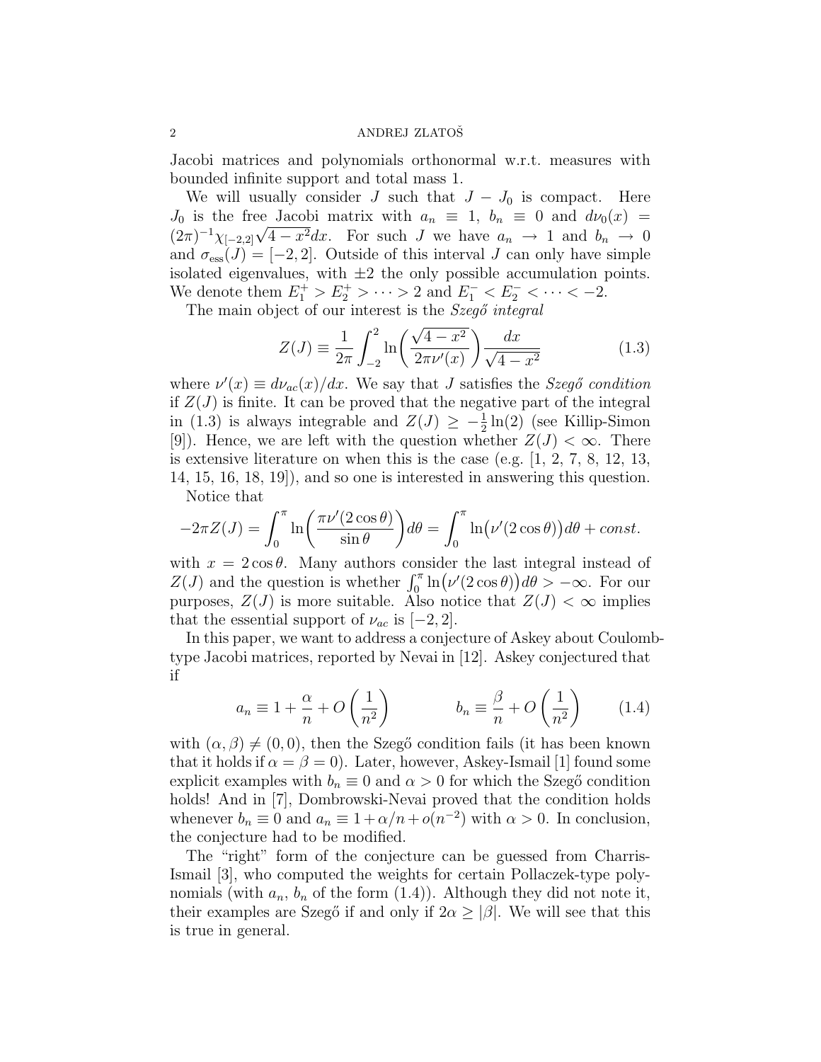Jacobi matrices and polynomials orthonormal w.r.t. measures with bounded infinite support and total mass 1.

We will usually consider $J$ such that $J - J_0$ is compact. Here $J_0$ is the free Jacobi matrix with $a_n \equiv 1$, $b_n \equiv 0$ and $d\nu_0(x) = (2\pi)^{-1}\chi_{[-2,2]}\sqrt{4-x^2}dx$. For such $J$ we have $a_n \to 1$ and $b_n \to 0$ and $\sigma_{\text{ess}}(J) = [-2,2]$. Outside of this interval $J$ can only have simple isolated eigenvalues, with $\pm 2$ the only possible accumulation points. We denote them $E_1^+ > E_2^+ > \cdots > 2$ and $E_1^- < E_2^- < \cdots < -2$.

The main object of our interest is the *Szegő integral*

$$Z(J) \equiv \frac{1}{2\pi}\int_{-2}^{2} \ln\left(\frac{\sqrt{4-x^2}}{2\pi\nu'(x)}\right)\frac{dx}{\sqrt{4-x^2}} \tag{1.3}$$

where $\nu'(x) \equiv d\nu_{ac}(x)/dx$. We say that $J$ satisfies the *Szegő condition* if $Z(J)$ is finite. It can be proved that the negative part of the integral in (1.3) is always integrable and $Z(J) \geq -\frac{1}{2}\ln(2)$ (see Killip-Simon [9]). Hence, we are left with the question whether $Z(J) < \infty$. There is extensive literature on when this is the case (e.g. [1, 2, 7, 8, 12, 13, 14, 15, 16, 18, 19]), and so one is interested in answering this question.

Notice that

$$-2\pi Z(J) = \int_0^{\pi} \ln\left(\frac{\pi\nu'(2\cos\theta)}{\sin\theta}\right)d\theta = \int_0^{\pi} \ln\big(\nu'(2\cos\theta)\big)d\theta + const.$$

with $x = 2\cos\theta$. Many authors consider the last integral instead of $Z(J)$ and the question is whether $\int_0^{\pi}\ln\big(\nu'(2\cos\theta)\big)d\theta > -\infty$. For our purposes, $Z(J)$ is more suitable. Also notice that $Z(J) < \infty$ implies that the essential support of $\nu_{ac}$ is $[-2,2]$.

In this paper, we want to address a conjecture of Askey about Coulomb-type Jacobi matrices, reported by Nevai in [12]. Askey conjectured that if

$$a_n \equiv 1 + \frac{\alpha}{n} + O\left(\frac{1}{n^2}\right) \qquad\qquad b_n \equiv \frac{\beta}{n} + O\left(\frac{1}{n^2}\right) \tag{1.4}$$

with $(\alpha,\beta) \neq (0,0)$, then the Szegő condition fails (it has been known that it holds if $\alpha = \beta = 0$). Later, however, Askey-Ismail [1] found some explicit examples with $b_n \equiv 0$ and $\alpha > 0$ for which the Szegő condition holds! And in [7], Dombrowski-Nevai proved that the condition holds whenever $b_n \equiv 0$ and $a_n \equiv 1 + \alpha/n + o(n^{-2})$ with $\alpha > 0$. In conclusion, the conjecture had to be modified.

The "right" form of the conjecture can be guessed from Charris-Ismail [3], who computed the weights for certain Pollaczek-type polynomials (with $a_n$, $b_n$ of the form (1.4)). Although they did not note it, their examples are Szegő if and only if $2\alpha \geq |\beta|$. We will see that this is true in general.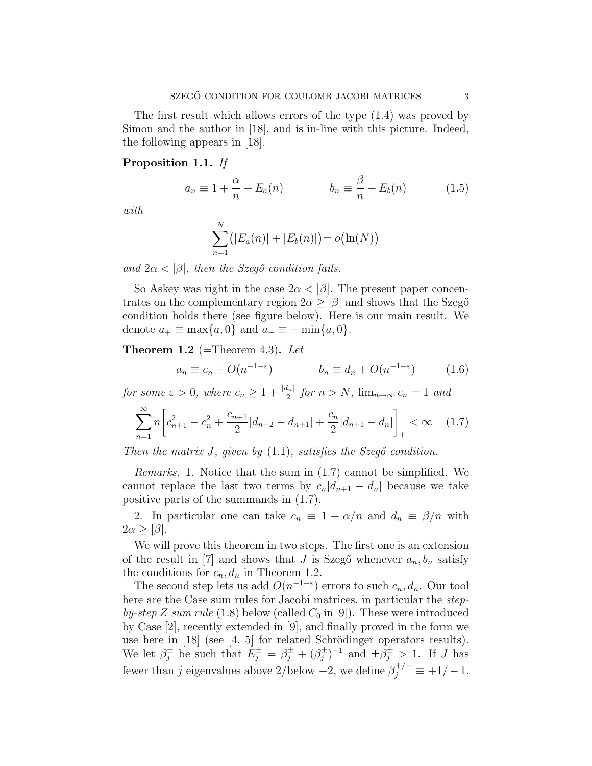The first result which allows errors of the type (1.4) was proved by Simon and the author in [18], and is in-line with this picture. Indeed, the following appears in [18].

**Proposition 1.1.** *If*

$$a_n \equiv 1 + \frac{\alpha}{n} + E_a(n) \qquad\qquad b_n \equiv \frac{\beta}{n} + E_b(n) \tag{1.5}$$

*with*

$$\sum_{n=1}^{N} \big(|E_a(n)| + |E_b(n)|\big) = o\big(\ln(N)\big)$$

*and* $2\alpha < |\beta|$*, then the Szegő condition fails.*

So Askey was right in the case $2\alpha < |\beta|$. The present paper concentrates on the complementary region $2\alpha \geq |\beta|$ and shows that the Szegő condition holds there (see figure below). Here is our main result. We denote $a_+ \equiv \max\{a, 0\}$ and $a_- \equiv -\min\{a, 0\}$.

**Theorem 1.2** (=Theorem 4.3)**.** *Let*

$$a_n \equiv c_n + O(n^{-1-\varepsilon}) \qquad\qquad b_n \equiv d_n + O(n^{-1-\varepsilon}) \tag{1.6}$$

*for some* $\varepsilon > 0$*, where* $c_n \geq 1 + \frac{|d_n|}{2}$ *for* $n > N$*,* $\lim_{n\to\infty} c_n = 1$ *and*

$$\sum_{n=1}^{\infty} n \bigg[ c_{n+1}^2 - c_n^2 + \frac{c_{n+1}}{2}|d_{n+2} - d_{n+1}| + \frac{c_n}{2}|d_{n+1} - d_n| \bigg]_+ < \infty \tag{1.7}$$

*Then the matrix* $J$*, given by* (1.1)*, satisfies the Szegő condition.*

*Remarks.* 1. Notice that the sum in (1.7) cannot be simplified. We cannot replace the last two terms by $c_n|d_{n+1} - d_n|$ because we take positive parts of the summands in (1.7).

2. In particular one can take $c_n \equiv 1 + \alpha/n$ and $d_n \equiv \beta/n$ with $2\alpha \geq |\beta|$.

We will prove this theorem in two steps. The first one is an extension of the result in [7] and shows that $J$ is Szegő whenever $a_n, b_n$ satisfy the conditions for $c_n, d_n$ in Theorem 1.2.

The second step lets us add $O(n^{-1-\varepsilon})$ errors to such $c_n, d_n$. Our tool here are the Case sum rules for Jacobi matrices, in particular the *step-by-step Z sum rule* (1.8) below (called $C_0$ in [9]). These were introduced by Case [2], recently extended in [9], and finally proved in the form we use here in [18] (see [4, 5] for related Schrödinger operators results). We let $\beta_j^{\pm}$ be such that $E_j^{\pm} = \beta_j^{\pm} + (\beta_j^{\pm})^{-1}$ and $\pm\beta_j^{\pm} > 1$. If $J$ has fewer than $j$ eigenvalues above 2/below $-2$, we define $\beta_j^{+/-} \equiv +1/-1$.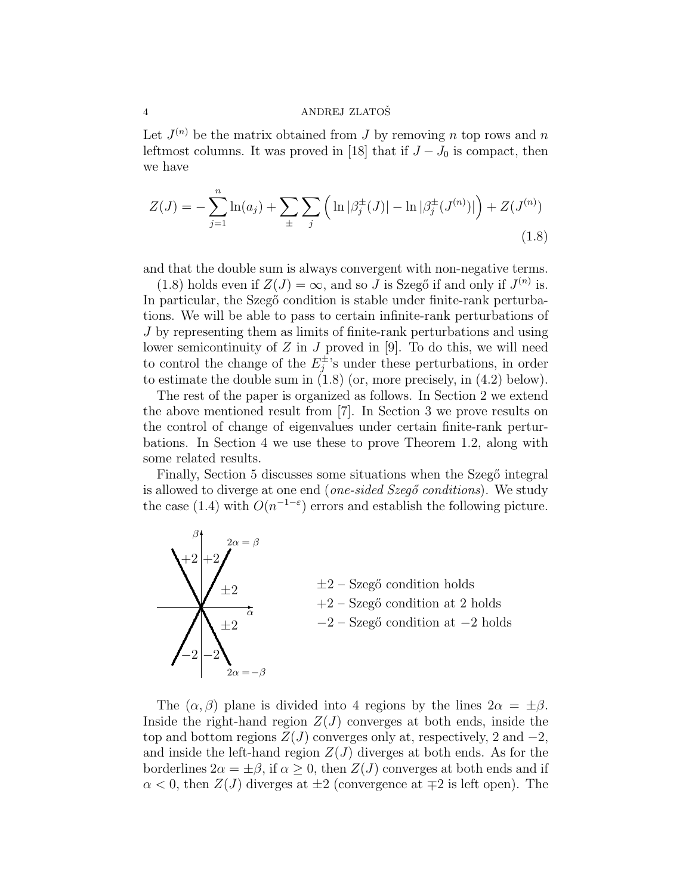Let $J^{(n)}$ be the matrix obtained from $J$ by removing $n$ top rows and $n$ leftmost columns. It was proved in [18] that if $J - J_0$ is compact, then we have

$$Z(J) = -\sum_{j=1}^{n} \ln(a_j) + \sum_{\pm} \sum_{j} \Big( \ln |\beta_j^{\pm}(J)| - \ln |\beta_j^{\pm}(J^{(n)})| \Big) + Z(J^{(n)}) \tag{1.8}$$

and that the double sum is always convergent with non-negative terms.

(1.8) holds even if $Z(J) = \infty$, and so $J$ is Szegő if and only if $J^{(n)}$ is. In particular, the Szegő condition is stable under finite-rank perturbations. We will be able to pass to certain infinite-rank perturbations of $J$ by representing them as limits of finite-rank perturbations and using lower semicontinuity of $Z$ in $J$ proved in [9]. To do this, we will need to control the change of the $E_j^{\pm}$'s under these perturbations, in order to estimate the double sum in (1.8) (or, more precisely, in (4.2) below).

The rest of the paper is organized as follows. In Section 2 we extend the above mentioned result from [7]. In Section 3 we prove results on the control of change of eigenvalues under certain finite-rank perturbations. In Section 4 we use these to prove Theorem 1.2, along with some related results.

Finally, Section 5 discusses some situations when the Szegő integral is allowed to diverge at one end (*one-sided Szegő conditions*). We study the case (1.4) with $O(n^{-1-\varepsilon})$ errors and establish the following picture.

$\pm 2$ – Szegő condition holds
$+2$ – Szegő condition at 2 holds
$-2$ – Szegő condition at $-2$ holds

The $(\alpha, \beta)$ plane is divided into 4 regions by the lines $2\alpha = \pm\beta$. Inside the right-hand region $Z(J)$ converges at both ends, inside the top and bottom regions $Z(J)$ converges only at, respectively, 2 and $-2$, and inside the left-hand region $Z(J)$ diverges at both ends. As for the borderlines $2\alpha = \pm\beta$, if $\alpha \geq 0$, then $Z(J)$ converges at both ends and if $\alpha < 0$, then $Z(J)$ diverges at $\pm 2$ (convergence at $\mp 2$ is left open). The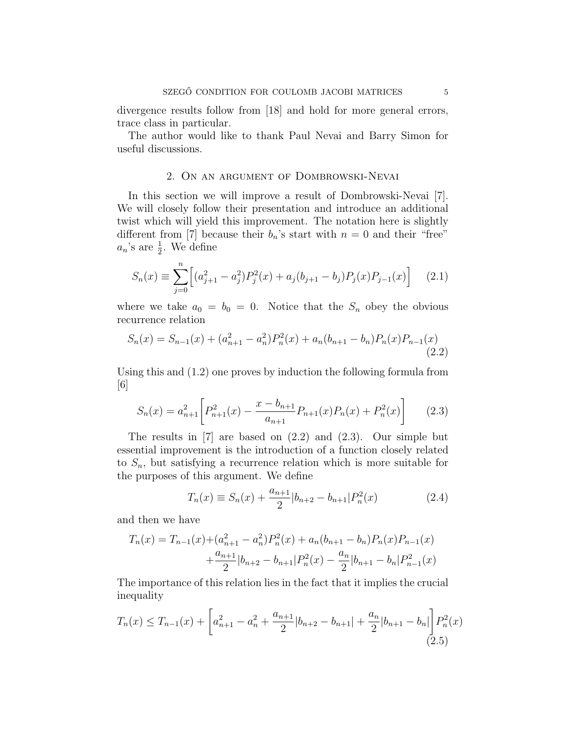divergence results follow from [18] and hold for more general errors, trace class in particular.

The author would like to thank Paul Nevai and Barry Simon for useful discussions.

## 2. On an argument of Dombrowski-Nevai

In this section we will improve a result of Dombrowski-Nevai [7]. We will closely follow their presentation and introduce an additional twist which will yield this improvement. The notation here is slightly different from [7] because their $b_n$'s start with $n = 0$ and their "free" $a_n$'s are $\frac{1}{2}$. We define

$$S_n(x) \equiv \sum_{j=0}^{n} \Big[ (a_{j+1}^2 - a_j^2) P_j^2(x) + a_j (b_{j+1} - b_j) P_j(x) P_{j-1}(x) \Big] \tag{2.1}$$

where we take $a_0 = b_0 = 0$. Notice that the $S_n$ obey the obvious recurrence relation

$$S_n(x) = S_{n-1}(x) + (a_{n+1}^2 - a_n^2) P_n^2(x) + a_n (b_{n+1} - b_n) P_n(x) P_{n-1}(x) \tag{2.2}$$

Using this and (1.2) one proves by induction the following formula from [6]

$$S_n(x) = a_{n+1}^2 \left[ P_{n+1}^2(x) - \frac{x - b_{n+1}}{a_{n+1}} P_{n+1}(x) P_n(x) + P_n^2(x) \right] \tag{2.3}$$

The results in [7] are based on (2.2) and (2.3). Our simple but essential improvement is the introduction of a function closely related to $S_n$, but satisfying a recurrence relation which is more suitable for the purposes of this argument. We define

$$T_n(x) \equiv S_n(x) + \frac{a_{n+1}}{2} |b_{n+2} - b_{n+1}| P_n^2(x) \tag{2.4}$$

and then we have

$$\begin{aligned} T_n(x) = T_{n-1}(x) &+ (a_{n+1}^2 - a_n^2) P_n^2(x) + a_n (b_{n+1} - b_n) P_n(x) P_{n-1}(x) \\ &+ \frac{a_{n+1}}{2} |b_{n+2} - b_{n+1}| P_n^2(x) - \frac{a_n}{2} |b_{n+1} - b_n| P_{n-1}^2(x) \end{aligned}$$

The importance of this relation lies in the fact that it implies the crucial inequality

$$T_n(x) \le T_{n-1}(x) + \left[ a_{n+1}^2 - a_n^2 + \frac{a_{n+1}}{2} |b_{n+2} - b_{n+1}| + \frac{a_n}{2} |b_{n+1} - b_n| \right] P_n^2(x) \tag{2.5}$$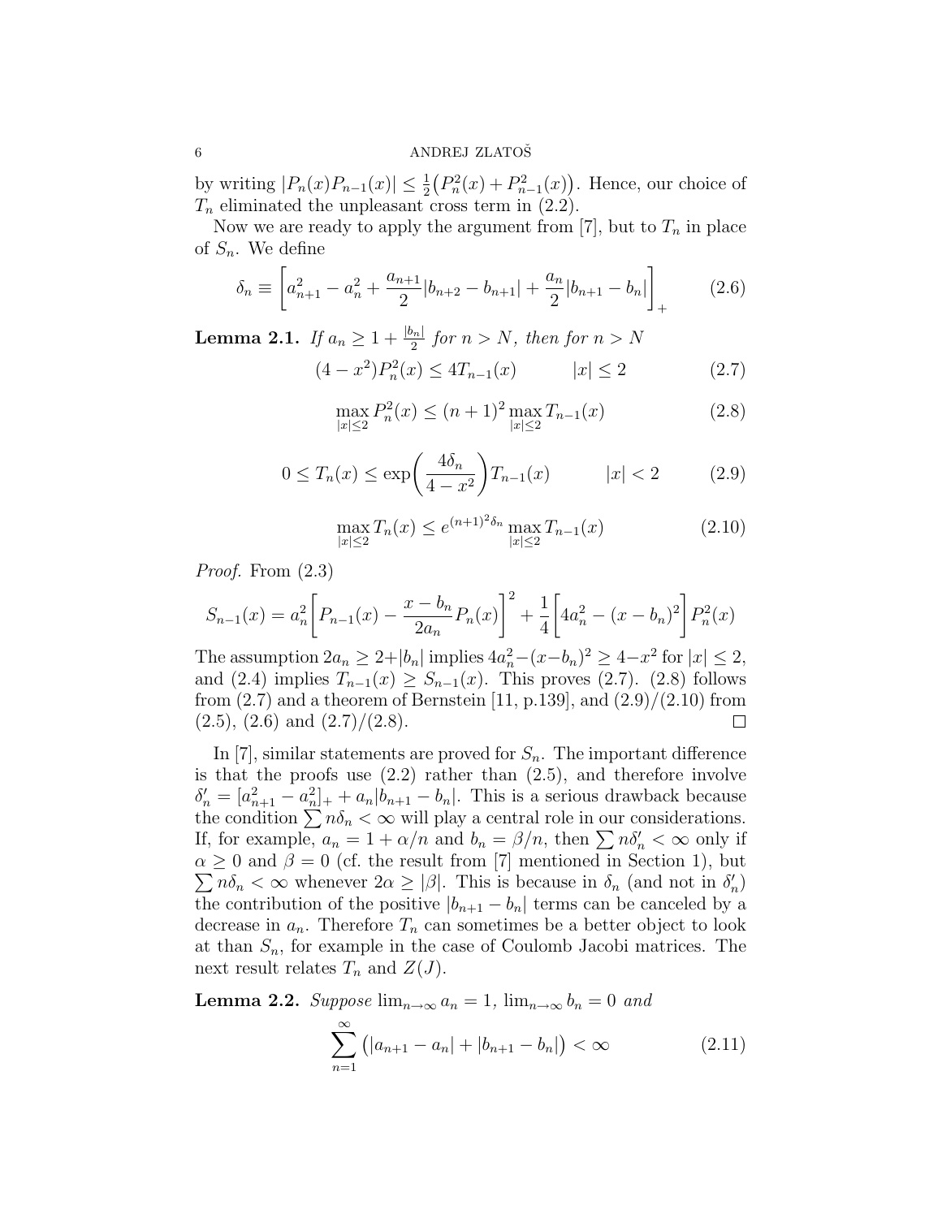by writing $|P_n(x)P_{n-1}(x)| \leq \frac{1}{2}\big(P_n^2(x) + P_{n-1}^2(x)\big)$. Hence, our choice of $T_n$ eliminated the unpleasant cross term in (2.2).

Now we are ready to apply the argument from [7], but to $T_n$ in place of $S_n$. We define

$$\delta_n \equiv \left[a_{n+1}^2 - a_n^2 + \frac{a_{n+1}}{2}|b_{n+2} - b_{n+1}| + \frac{a_n}{2}|b_{n+1} - b_n|\right]_+ \tag{2.6}$$

**Lemma 2.1.** *If $a_n \geq 1 + \frac{|b_n|}{2}$ for $n > N$, then for $n > N$*

$$(4 - x^2)P_n^2(x) \leq 4T_{n-1}(x) \qquad |x| \leq 2 \tag{2.7}$$

$$\max_{|x|\leq 2} P_n^2(x) \leq (n+1)^2 \max_{|x|\leq 2} T_{n-1}(x) \tag{2.8}$$

$$0 \leq T_n(x) \leq \exp\!\left(\frac{4\delta_n}{4 - x^2}\right) T_{n-1}(x) \qquad |x| < 2 \tag{2.9}$$

$$\max_{|x|\leq 2} T_n(x) \leq e^{(n+1)^2\delta_n} \max_{|x|\leq 2} T_{n-1}(x) \tag{2.10}$$

*Proof.* From (2.3)

$$S_{n-1}(x) = a_n^2\left[P_{n-1}(x) - \frac{x - b_n}{2a_n}P_n(x)\right]^2 + \frac{1}{4}\left[4a_n^2 - (x - b_n)^2\right]P_n^2(x)$$

The assumption $2a_n \geq 2 + |b_n|$ implies $4a_n^2 - (x - b_n)^2 \geq 4 - x^2$ for $|x| \leq 2$, and (2.4) implies $T_{n-1}(x) \geq S_{n-1}(x)$. This proves (2.7). (2.8) follows from (2.7) and a theorem of Bernstein [11, p.139], and (2.9)/(2.10) from (2.5), (2.6) and (2.7)/(2.8). $\square$

In [7], similar statements are proved for $S_n$. The important difference is that the proofs use (2.2) rather than (2.5), and therefore involve $\delta_n' = [a_{n+1}^2 - a_n^2]_+ + a_n|b_{n+1} - b_n|$. This is a serious drawback because the condition $\sum n\delta_n < \infty$ will play a central role in our considerations. If, for example, $a_n = 1 + \alpha/n$ and $b_n = \beta/n$, then $\sum n\delta_n' < \infty$ only if $\alpha \geq 0$ and $\beta = 0$ (cf. the result from [7] mentioned in Section 1), but $\sum n\delta_n < \infty$ whenever $2\alpha \geq |\beta|$. This is because in $\delta_n$ (and not in $\delta_n'$) the contribution of the positive $|b_{n+1} - b_n|$ terms can be canceled by a decrease in $a_n$. Therefore $T_n$ can sometimes be a better object to look at than $S_n$, for example in the case of Coulomb Jacobi matrices. The next result relates $T_n$ and $Z(J)$.

**Lemma 2.2.** *Suppose $\lim_{n\to\infty} a_n = 1$, $\lim_{n\to\infty} b_n = 0$ and*

$$\sum_{n=1}^{\infty} \big(|a_{n+1} - a_n| + |b_{n+1} - b_n|\big) < \infty \tag{2.11}$$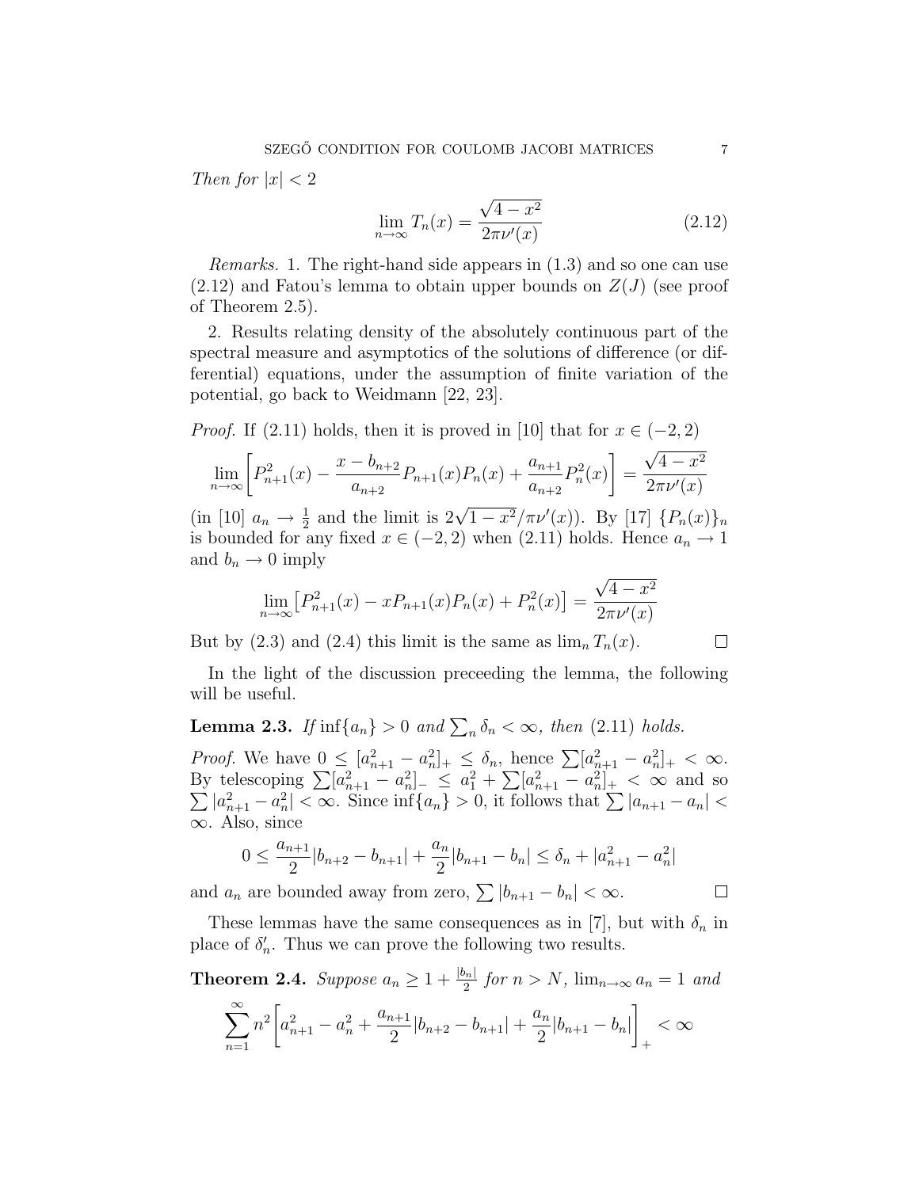*Then for* $|x| < 2$

$$\lim_{n\to\infty} T_n(x) = \frac{\sqrt{4-x^2}}{2\pi\nu'(x)} \tag{2.12}$$

*Remarks.* 1. The right-hand side appears in (1.3) and so one can use (2.12) and Fatou's lemma to obtain upper bounds on $Z(J)$ (see proof of Theorem 2.5).

2. Results relating density of the absolutely continuous part of the spectral measure and asymptotics of the solutions of difference (or differential) equations, under the assumption of finite variation of the potential, go back to Weidmann [22, 23].

*Proof.* If (2.11) holds, then it is proved in [10] that for $x \in (-2, 2)$

$$\lim_{n\to\infty}\left[P_{n+1}^2(x) - \frac{x - b_{n+2}}{a_{n+2}}P_{n+1}(x)P_n(x) + \frac{a_{n+1}}{a_{n+2}}P_n^2(x)\right] = \frac{\sqrt{4-x^2}}{2\pi\nu'(x)}$$

(in [10] $a_n \to \frac{1}{2}$ and the limit is $2\sqrt{1-x^2}/\pi\nu'(x)$). By [17] $\{P_n(x)\}_n$ is bounded for any fixed $x \in (-2, 2)$ when (2.11) holds. Hence $a_n \to 1$ and $b_n \to 0$ imply

$$\lim_{n\to\infty}\left[P_{n+1}^2(x) - xP_{n+1}(x)P_n(x) + P_n^2(x)\right] = \frac{\sqrt{4-x^2}}{2\pi\nu'(x)}$$

But by (2.3) and (2.4) this limit is the same as $\lim_n T_n(x)$. $\square$

In the light of the discussion preceeding the lemma, the following will be useful.

**Lemma 2.3.** *If* $\inf\{a_n\} > 0$ *and* $\sum_n \delta_n < \infty$*, then* (2.11) *holds.*

*Proof.* We have $0 \le [a_{n+1}^2 - a_n^2]_+ \le \delta_n$, hence $\sum [a_{n+1}^2 - a_n^2]_+ < \infty$. By telescoping $\sum [a_{n+1}^2 - a_n^2]_- \le a_1^2 + \sum [a_{n+1}^2 - a_n^2]_+ < \infty$ and so $\sum |a_{n+1}^2 - a_n^2| < \infty$. Since $\inf\{a_n\} > 0$, it follows that $\sum |a_{n+1} - a_n| < \infty$. Also, since

$$0 \le \frac{a_{n+1}}{2}|b_{n+2} - b_{n+1}| + \frac{a_n}{2}|b_{n+1} - b_n| \le \delta_n + |a_{n+1}^2 - a_n^2|$$

and $a_n$ are bounded away from zero, $\sum |b_{n+1} - b_n| < \infty$. $\square$

These lemmas have the same consequences as in [7], but with $\delta_n$ in place of $\delta_n'$. Thus we can prove the following two results.

**Theorem 2.4.** *Suppose* $a_n \ge 1 + \frac{|b_n|}{2}$ *for* $n > N$, $\lim_{n\to\infty} a_n = 1$ *and*

$$\sum_{n=1}^{\infty} n^2\left[a_{n+1}^2 - a_n^2 + \frac{a_{n+1}}{2}|b_{n+2} - b_{n+1}| + \frac{a_n}{2}|b_{n+1} - b_n|\right]_+ < \infty$$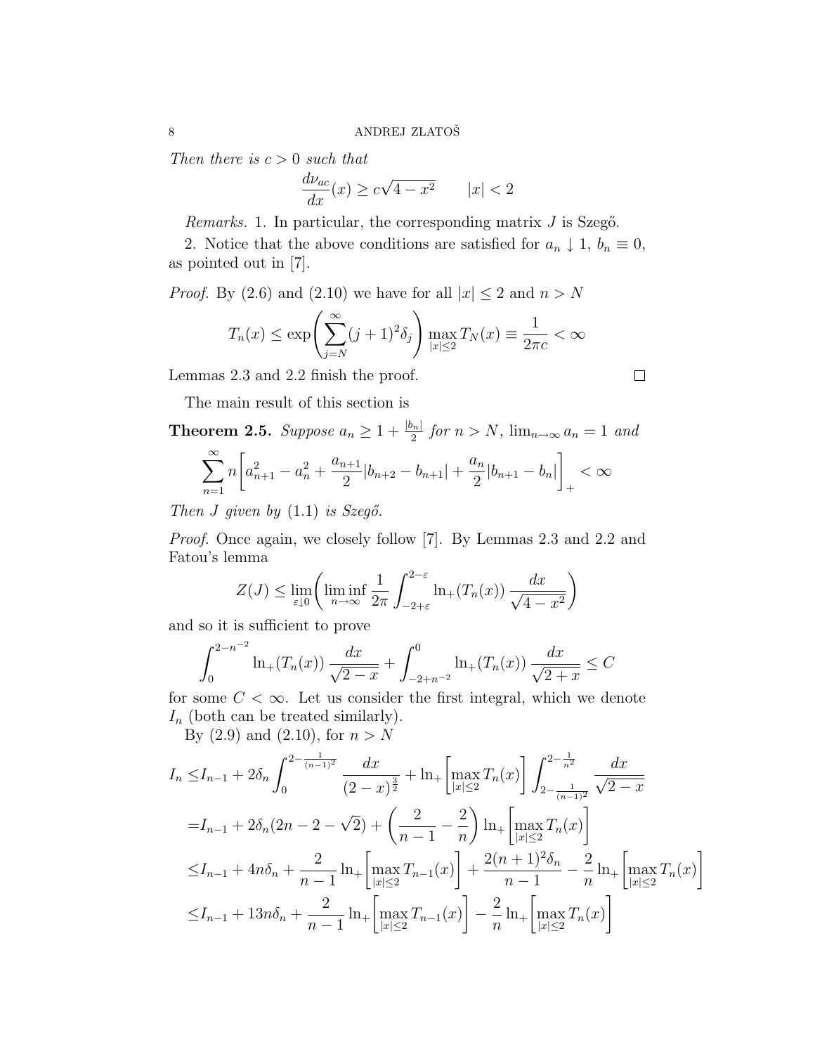*Then there is $c > 0$ such that*

$$\frac{d\nu_{ac}}{dx}(x) \geq c\sqrt{4 - x^2} \qquad |x| < 2$$

*Remarks.* 1. In particular, the corresponding matrix $J$ is Szegő.

2. Notice that the above conditions are satisfied for $a_n \downarrow 1$, $b_n \equiv 0$, as pointed out in [7].

*Proof.* By (2.6) and (2.10) we have for all $|x| \leq 2$ and $n > N$

$$T_n(x) \leq \exp\left(\sum_{j=N}^{\infty} (j+1)^2 \delta_j\right) \max_{|x| \leq 2} T_N(x) \equiv \frac{1}{2\pi c} < \infty$$

Lemmas 2.3 and 2.2 finish the proof. □

The main result of this section is

**Theorem 2.5.** *Suppose $a_n \geq 1 + \frac{|b_n|}{2}$ for $n > N$, $\lim_{n\to\infty} a_n = 1$ and*

$$\sum_{n=1}^{\infty} n \left[ a_{n+1}^2 - a_n^2 + \frac{a_{n+1}}{2} |b_{n+2} - b_{n+1}| + \frac{a_n}{2} |b_{n+1} - b_n| \right]_+ < \infty$$

*Then $J$ given by (1.1) is Szegő.*

*Proof.* Once again, we closely follow [7]. By Lemmas 2.3 and 2.2 and Fatou's lemma

$$Z(J) \leq \lim_{\varepsilon \downarrow 0} \left( \liminf_{n\to\infty} \frac{1}{2\pi} \int_{-2+\varepsilon}^{2-\varepsilon} \ln_+(T_n(x)) \, \frac{dx}{\sqrt{4 - x^2}} \right)$$

and so it is sufficient to prove

$$\int_0^{2-n^{-2}} \ln_+(T_n(x)) \, \frac{dx}{\sqrt{2 - x}} + \int_{-2+n^{-2}}^{0} \ln_+(T_n(x)) \, \frac{dx}{\sqrt{2 + x}} \leq C$$

for some $C < \infty$. Let us consider the first integral, which we denote $I_n$ (both can be treated similarly).

By (2.9) and (2.10), for $n > N$

$$\begin{aligned}
I_n \leq & I_{n-1} + 2\delta_n \int_0^{2-\frac{1}{(n-1)^2}} \frac{dx}{(2-x)^{\frac{3}{2}}} + \ln_+\left[\max_{|x|\leq 2} T_n(x)\right] \int_{2-\frac{1}{(n-1)^2}}^{2-\frac{1}{n^2}} \frac{dx}{\sqrt{2-x}} \\
= & I_{n-1} + 2\delta_n (2n - 2 - \sqrt{2}) + \left(\frac{2}{n-1} - \frac{2}{n}\right) \ln_+\left[\max_{|x|\leq 2} T_n(x)\right] \\
\leq & I_{n-1} + 4n\delta_n + \frac{2}{n-1} \ln_+\left[\max_{|x|\leq 2} T_{n-1}(x)\right] + \frac{2(n+1)^2 \delta_n}{n-1} - \frac{2}{n} \ln_+\left[\max_{|x|\leq 2} T_n(x)\right] \\
\leq & I_{n-1} + 13n\delta_n + \frac{2}{n-1} \ln_+\left[\max_{|x|\leq 2} T_{n-1}(x)\right] - \frac{2}{n} \ln_+\left[\max_{|x|\leq 2} T_n(x)\right]
\end{aligned}$$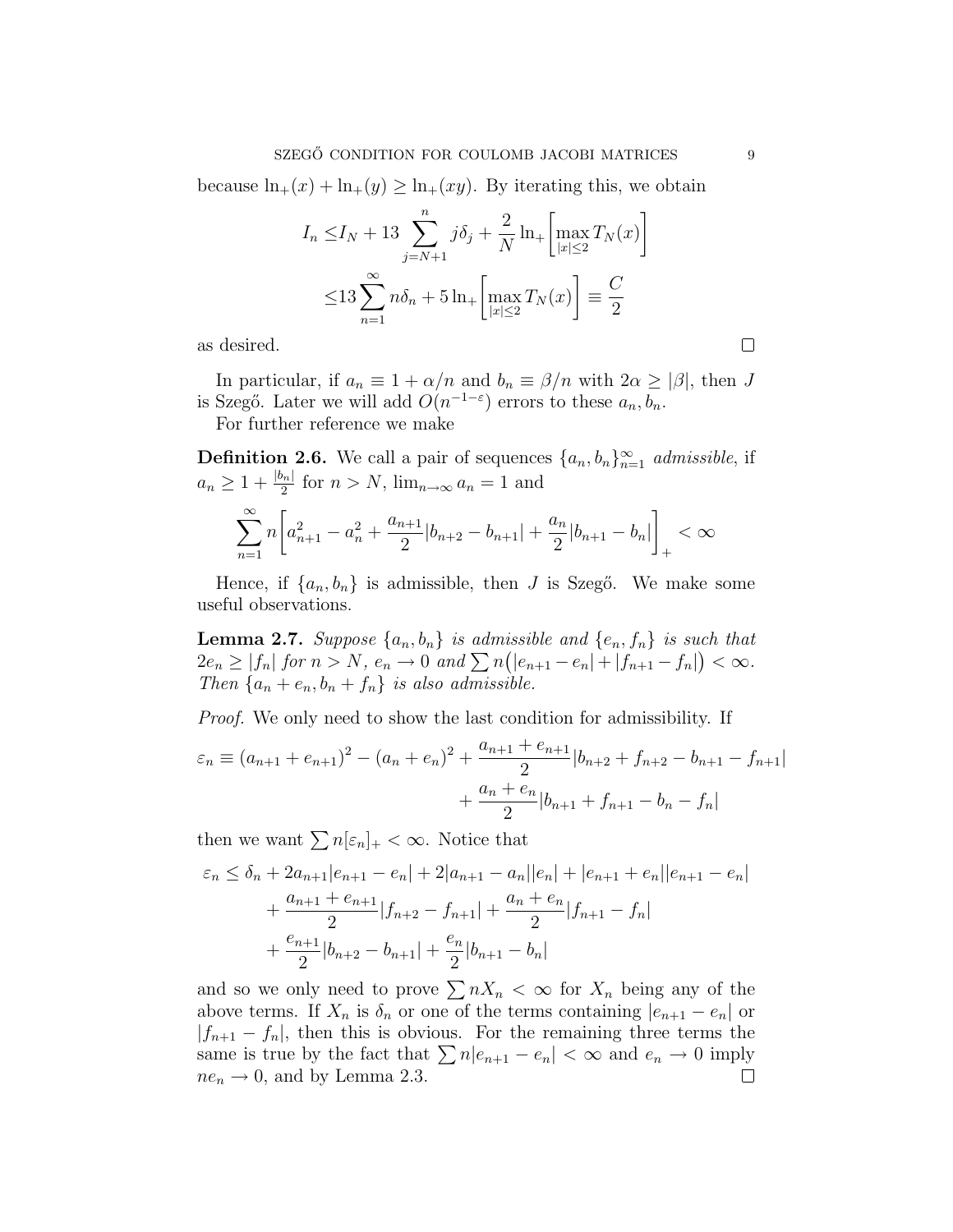because $\ln_+(x) + \ln_+(y) \geq \ln_+(xy)$. By iterating this, we obtain

$$
\begin{aligned}
I_n \leq & I_N + 13 \sum_{j=N+1}^{n} j\delta_j + \frac{2}{N} \ln_+\left[\max_{|x|\leq 2} T_N(x)\right] \\
\leq & 13 \sum_{n=1}^{\infty} n\delta_n + 5 \ln_+\left[\max_{|x|\leq 2} T_N(x)\right] \equiv \frac{C}{2}
\end{aligned}
$$

as desired. $\square$

In particular, if $a_n \equiv 1 + \alpha/n$ and $b_n \equiv \beta/n$ with $2\alpha \geq |\beta|$, then $J$ is Szegő. Later we will add $O(n^{-1-\varepsilon})$ errors to these $a_n, b_n$.

For further reference we make

**Definition 2.6.** We call a pair of sequences $\{a_n, b_n\}_{n=1}^{\infty}$ *admissible*, if $a_n \geq 1 + \frac{|b_n|}{2}$ for $n > N$, $\lim_{n\to\infty} a_n = 1$ and

$$
\sum_{n=1}^{\infty} n\left[a_{n+1}^2 - a_n^2 + \frac{a_{n+1}}{2}|b_{n+2} - b_{n+1}| + \frac{a_n}{2}|b_{n+1} - b_n|\right]_+ < \infty
$$

Hence, if $\{a_n, b_n\}$ is admissible, then $J$ is Szegő. We make some useful observations.

**Lemma 2.7.** *Suppose $\{a_n, b_n\}$ is admissible and $\{e_n, f_n\}$ is such that $2e_n \geq |f_n|$ for $n > N$, $e_n \to 0$ and $\sum n\big(|e_{n+1} - e_n| + |f_{n+1} - f_n|\big) < \infty$. Then $\{a_n + e_n, b_n + f_n\}$ is also admissible.*

*Proof.* We only need to show the last condition for admissibility. If

$$
\begin{aligned}
\varepsilon_n \equiv (a_{n+1} + e_{n+1})^2 - (a_n + e_n)^2 + \frac{a_{n+1} + e_{n+1}}{2}|b_{n+2} + f_{n+2} - b_{n+1} - f_{n+1}| \\
+ \frac{a_n + e_n}{2}|b_{n+1} + f_{n+1} - b_n - f_n|
\end{aligned}
$$

then we want $\sum n[\varepsilon_n]_+ < \infty$. Notice that

$$
\begin{aligned}
\varepsilon_n \leq & \delta_n + 2a_{n+1}|e_{n+1} - e_n| + 2|a_{n+1} - a_n||e_n| + |e_{n+1} + e_n||e_{n+1} - e_n| \\
& + \frac{a_{n+1} + e_{n+1}}{2}|f_{n+2} - f_{n+1}| + \frac{a_n + e_n}{2}|f_{n+1} - f_n| \\
& + \frac{e_{n+1}}{2}|b_{n+2} - b_{n+1}| + \frac{e_n}{2}|b_{n+1} - b_n|
\end{aligned}
$$

and so we only need to prove $\sum nX_n < \infty$ for $X_n$ being any of the above terms. If $X_n$ is $\delta_n$ or one of the terms containing $|e_{n+1} - e_n|$ or $|f_{n+1} - f_n|$, then this is obvious. For the remaining three terms the same is true by the fact that $\sum n|e_{n+1} - e_n| < \infty$ and $e_n \to 0$ imply $ne_n \to 0$, and by Lemma 2.3. $\square$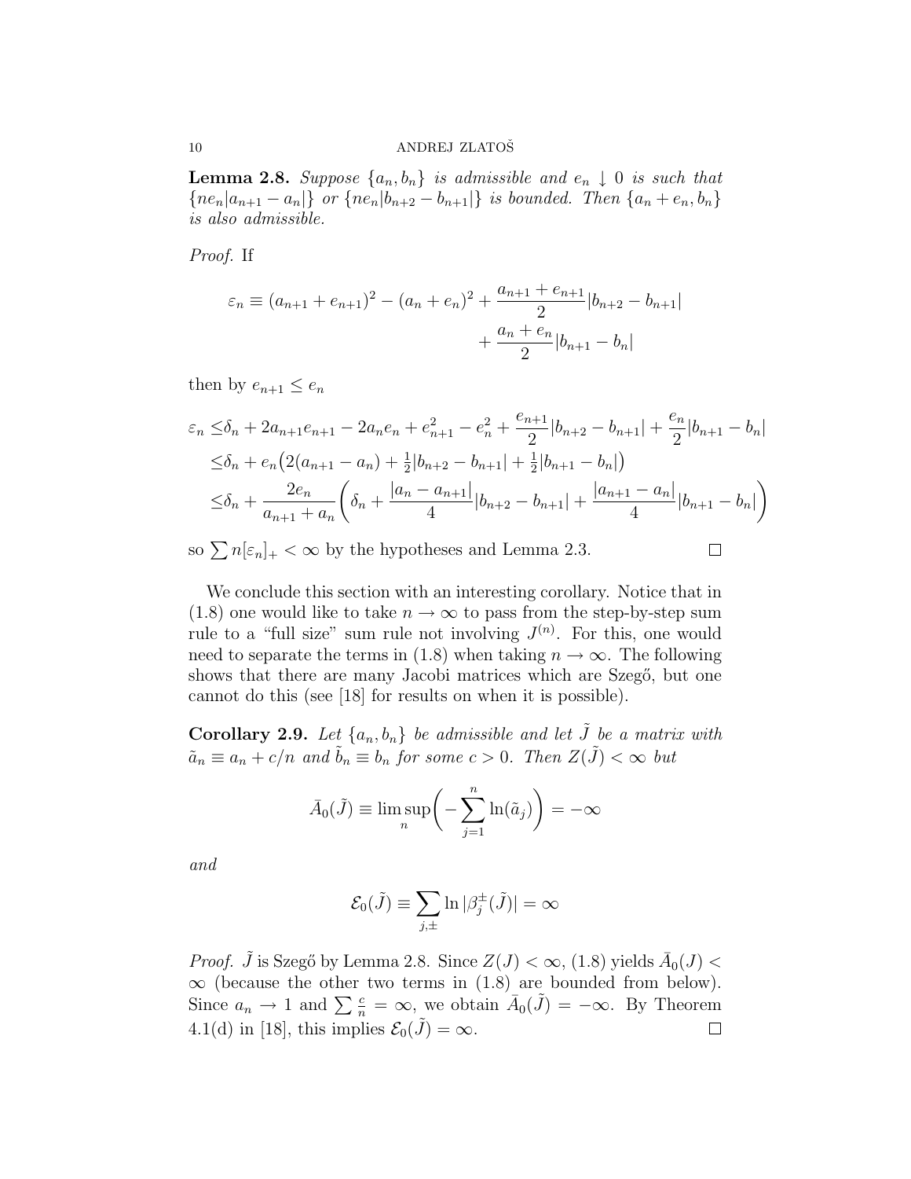**Lemma 2.8.** *Suppose $\{a_n, b_n\}$ is admissible and $e_n \downarrow 0$ is such that $\{ne_n|a_{n+1} - a_n|\}$ or $\{ne_n|b_{n+2} - b_{n+1}|\}$ is bounded. Then $\{a_n + e_n, b_n\}$ is also admissible.*

*Proof.* If

$$\varepsilon_n \equiv (a_{n+1} + e_{n+1})^2 - (a_n + e_n)^2 + \frac{a_{n+1} + e_{n+1}}{2}|b_{n+2} - b_{n+1}| + \frac{a_n + e_n}{2}|b_{n+1} - b_n|$$

then by $e_{n+1} \le e_n$

$$\begin{aligned}
\varepsilon_n \le& \delta_n + 2a_{n+1}e_{n+1} - 2a_n e_n + e_{n+1}^2 - e_n^2 + \frac{e_{n+1}}{2}|b_{n+2} - b_{n+1}| + \frac{e_n}{2}|b_{n+1} - b_n| \\
\le& \delta_n + e_n\big(2(a_{n+1} - a_n) + \tfrac{1}{2}|b_{n+2} - b_{n+1}| + \tfrac{1}{2}|b_{n+1} - b_n|\big) \\
\le& \delta_n + \frac{2e_n}{a_{n+1} + a_n}\left(\delta_n + \frac{|a_n - a_{n+1}|}{4}|b_{n+2} - b_{n+1}| + \frac{|a_{n+1} - a_n|}{4}|b_{n+1} - b_n|\right)
\end{aligned}$$

so $\sum n[\varepsilon_n]_+ < \infty$ by the hypotheses and Lemma 2.3. $\square$

We conclude this section with an interesting corollary. Notice that in (1.8) one would like to take $n \to \infty$ to pass from the step-by-step sum rule to a "full size" sum rule not involving $J^{(n)}$. For this, one would need to separate the terms in (1.8) when taking $n \to \infty$. The following shows that there are many Jacobi matrices which are Szegő, but one cannot do this (see [18] for results on when it is possible).

**Corollary 2.9.** *Let $\{a_n, b_n\}$ be admissible and let $\tilde{J}$ be a matrix with $\tilde{a}_n \equiv a_n + c/n$ and $\tilde{b}_n \equiv b_n$ for some $c > 0$. Then $Z(\tilde{J}) < \infty$ but*

$$\bar{A}_0(\tilde{J}) \equiv \limsup_n \left( -\sum_{j=1}^n \ln(\tilde{a}_j) \right) = -\infty$$

*and*

$$\mathcal{E}_0(\tilde{J}) \equiv \sum_{j,\pm} \ln|\beta_j^\pm(\tilde{J})| = \infty$$

*Proof.* $\tilde{J}$ is Szegő by Lemma 2.8. Since $Z(J) < \infty$, (1.8) yields $\bar{A}_0(J) < \infty$ (because the other two terms in (1.8) are bounded from below). Since $a_n \to 1$ and $\sum \frac{c}{n} = \infty$, we obtain $\bar{A}_0(\tilde{J}) = -\infty$. By Theorem 4.1(d) in [18], this implies $\mathcal{E}_0(\tilde{J}) = \infty$. $\square$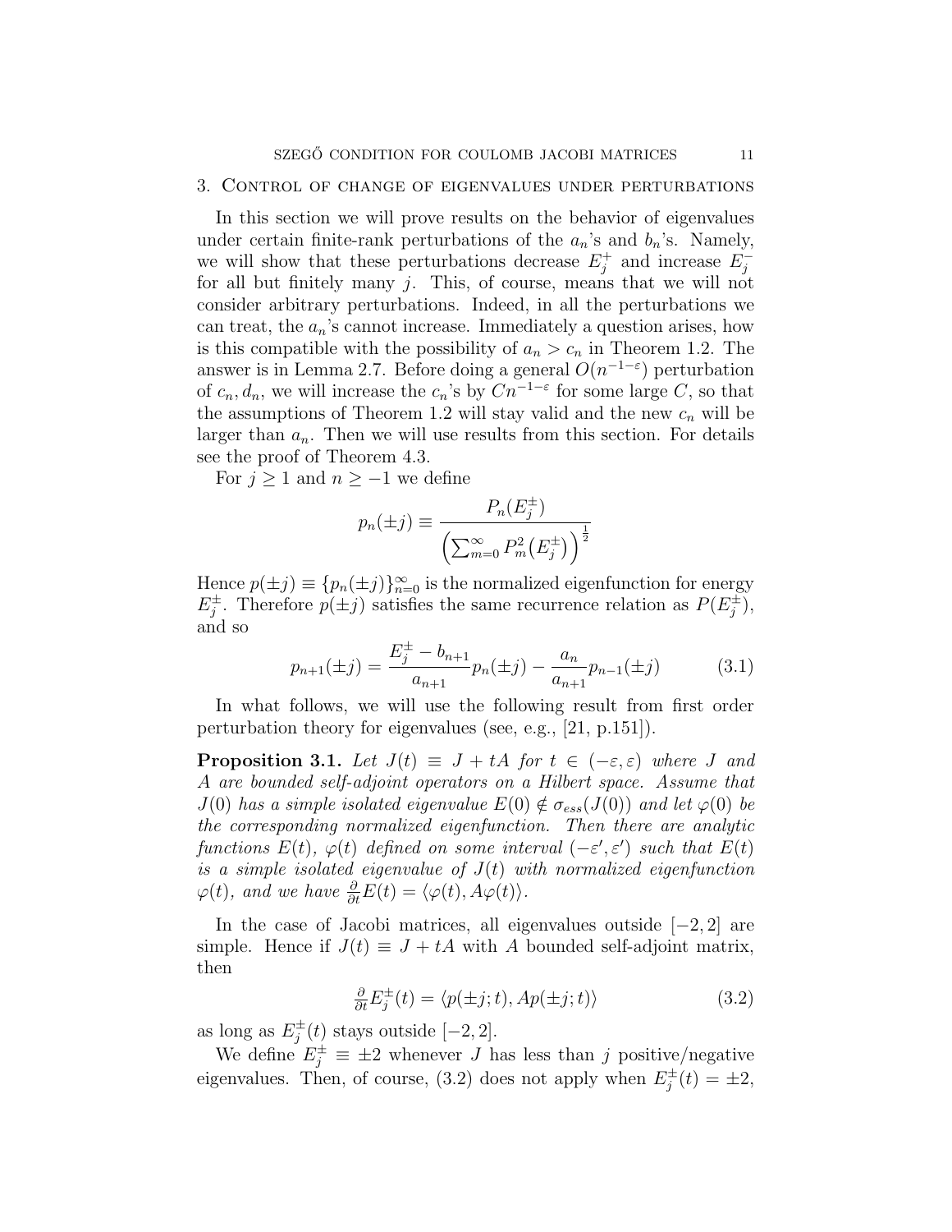## 3. Control of change of eigenvalues under perturbations

In this section we will prove results on the behavior of eigenvalues under certain finite-rank perturbations of the $a_n$'s and $b_n$'s. Namely, we will show that these perturbations decrease $E_j^+$ and increase $E_j^-$ for all but finitely many $j$. This, of course, means that we will not consider arbitrary perturbations. Indeed, in all the perturbations we can treat, the $a_n$'s cannot increase. Immediately a question arises, how is this compatible with the possibility of $a_n > c_n$ in Theorem 1.2. The answer is in Lemma 2.7. Before doing a general $O(n^{-1-\varepsilon})$ perturbation of $c_n, d_n$, we will increase the $c_n$'s by $Cn^{-1-\varepsilon}$ for some large $C$, so that the assumptions of Theorem 1.2 will stay valid and the new $c_n$ will be larger than $a_n$. Then we will use results from this section. For details see the proof of Theorem 4.3.

For $j \geq 1$ and $n \geq -1$ we define

$$p_n(\pm j) \equiv \frac{P_n(E_j^\pm)}{\left(\sum_{m=0}^\infty P_m^2(E_j^\pm)\right)^{\frac{1}{2}}}$$

Hence $p(\pm j) \equiv \{p_n(\pm j)\}_{n=0}^\infty$ is the normalized eigenfunction for energy $E_j^\pm$. Therefore $p(\pm j)$ satisfies the same recurrence relation as $P(E_j^\pm)$, and so

$$p_{n+1}(\pm j) = \frac{E_j^\pm - b_{n+1}}{a_{n+1}} p_n(\pm j) - \frac{a_n}{a_{n+1}} p_{n-1}(\pm j) \tag{3.1}$$

In what follows, we will use the following result from first order perturbation theory for eigenvalues (see, e.g., [21, p.151]).

**Proposition 3.1.** *Let $J(t) \equiv J + tA$ for $t \in (-\varepsilon, \varepsilon)$ where $J$ and $A$ are bounded self-adjoint operators on a Hilbert space. Assume that $J(0)$ has a simple isolated eigenvalue $E(0) \notin \sigma_{ess}(J(0))$ and let $\varphi(0)$ be the corresponding normalized eigenfunction. Then there are analytic functions $E(t)$, $\varphi(t)$ defined on some interval $(-\varepsilon', \varepsilon')$ such that $E(t)$ is a simple isolated eigenvalue of $J(t)$ with normalized eigenfunction $\varphi(t)$, and we have $\frac{\partial}{\partial t} E(t) = \langle \varphi(t), A\varphi(t) \rangle$.*

In the case of Jacobi matrices, all eigenvalues outside $[-2, 2]$ are simple. Hence if $J(t) \equiv J + tA$ with $A$ bounded self-adjoint matrix, then

$$\tfrac{\partial}{\partial t} E_j^\pm(t) = \langle p(\pm j; t), Ap(\pm j; t) \rangle \tag{3.2}$$

as long as $E_j^\pm(t)$ stays outside $[-2, 2]$.

We define $E_j^\pm \equiv \pm 2$ whenever $J$ has less than $j$ positive/negative eigenvalues. Then, of course, (3.2) does not apply when $E_j^\pm(t) = \pm 2$,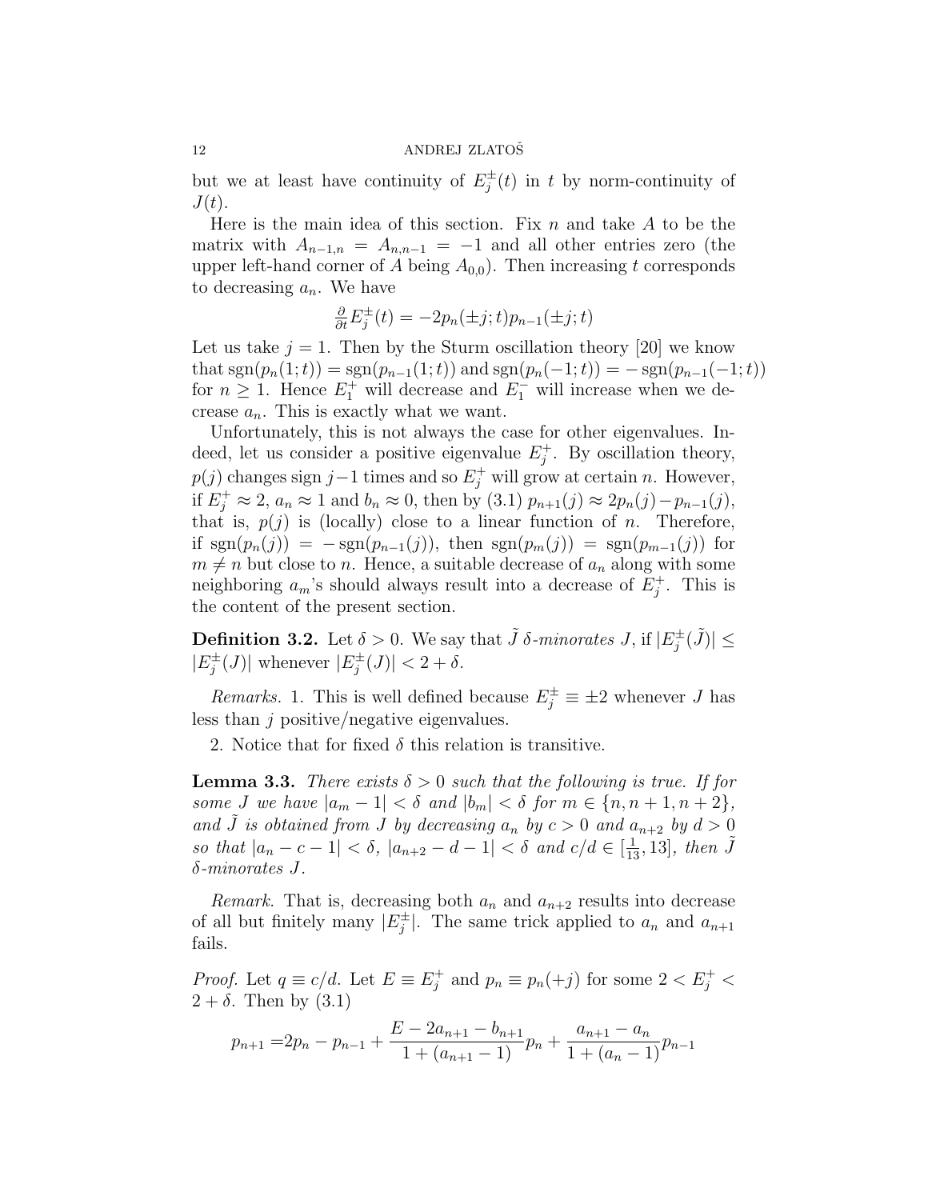but we at least have continuity of $E_j^\pm(t)$ in $t$ by norm-continuity of $J(t)$.

Here is the main idea of this section. Fix $n$ and take $A$ to be the matrix with $A_{n-1,n} = A_{n,n-1} = -1$ and all other entries zero (the upper left-hand corner of $A$ being $A_{0,0}$). Then increasing $t$ corresponds to decreasing $a_n$. We have

$$\tfrac{\partial}{\partial t} E_j^\pm(t) = -2p_n(\pm j; t)p_{n-1}(\pm j; t)$$

Let us take $j = 1$. Then by the Sturm oscillation theory [20] we know that $\operatorname{sgn}(p_n(1;t)) = \operatorname{sgn}(p_{n-1}(1;t))$ and $\operatorname{sgn}(p_n(-1;t)) = -\operatorname{sgn}(p_{n-1}(-1;t))$ for $n \geq 1$. Hence $E_1^+$ will decrease and $E_1^-$ will increase when we decrease $a_n$. This is exactly what we want.

Unfortunately, this is not always the case for other eigenvalues. Indeed, let us consider a positive eigenvalue $E_j^+$. By oscillation theory, $p(j)$ changes sign $j-1$ times and so $E_j^+$ will grow at certain $n$. However, if $E_j^+ \approx 2$, $a_n \approx 1$ and $b_n \approx 0$, then by (3.1) $p_{n+1}(j) \approx 2p_n(j) - p_{n-1}(j)$, that is, $p(j)$ is (locally) close to a linear function of $n$. Therefore, if $\operatorname{sgn}(p_n(j)) = -\operatorname{sgn}(p_{n-1}(j))$, then $\operatorname{sgn}(p_m(j)) = \operatorname{sgn}(p_{m-1}(j))$ for $m \neq n$ but close to $n$. Hence, a suitable decrease of $a_n$ along with some neighboring $a_m$'s should always result into a decrease of $E_j^+$. This is the content of the present section.

**Definition 3.2.** Let $\delta > 0$. We say that $\tilde{J}$ *$\delta$-minorates* $J$, if $|E_j^\pm(\tilde{J})| \leq |E_j^\pm(J)|$ whenever $|E_j^\pm(J)| < 2 + \delta$.

*Remarks.* 1. This is well defined because $E_j^\pm \equiv \pm 2$ whenever $J$ has less than $j$ positive/negative eigenvalues.

2. Notice that for fixed $\delta$ this relation is transitive.

**Lemma 3.3.** *There exists $\delta > 0$ such that the following is true. If for some $J$ we have $|a_m - 1| < \delta$ and $|b_m| < \delta$ for $m \in \{n, n+1, n+2\}$, and $\tilde{J}$ is obtained from $J$ by decreasing $a_n$ by $c > 0$ and $a_{n+2}$ by $d > 0$ so that $|a_n - c - 1| < \delta$, $|a_{n+2} - d - 1| < \delta$ and $c/d \in [\frac{1}{13}, 13]$, then $\tilde{J}$ $\delta$-minorates $J$.*

*Remark.* That is, decreasing both $a_n$ and $a_{n+2}$ results into decrease of all but finitely many $|E_j^\pm|$. The same trick applied to $a_n$ and $a_{n+1}$ fails.

*Proof.* Let $q \equiv c/d$. Let $E \equiv E_j^+$ and $p_n \equiv p_n(+j)$ for some $2 < E_j^+ < 2 + \delta$. Then by (3.1)

$$p_{n+1} = 2p_n - p_{n-1} + \frac{E - 2a_{n+1} - b_{n+1}}{1 + (a_{n+1} - 1)} p_n + \frac{a_{n+1} - a_n}{1 + (a_n - 1)} p_{n-1}$$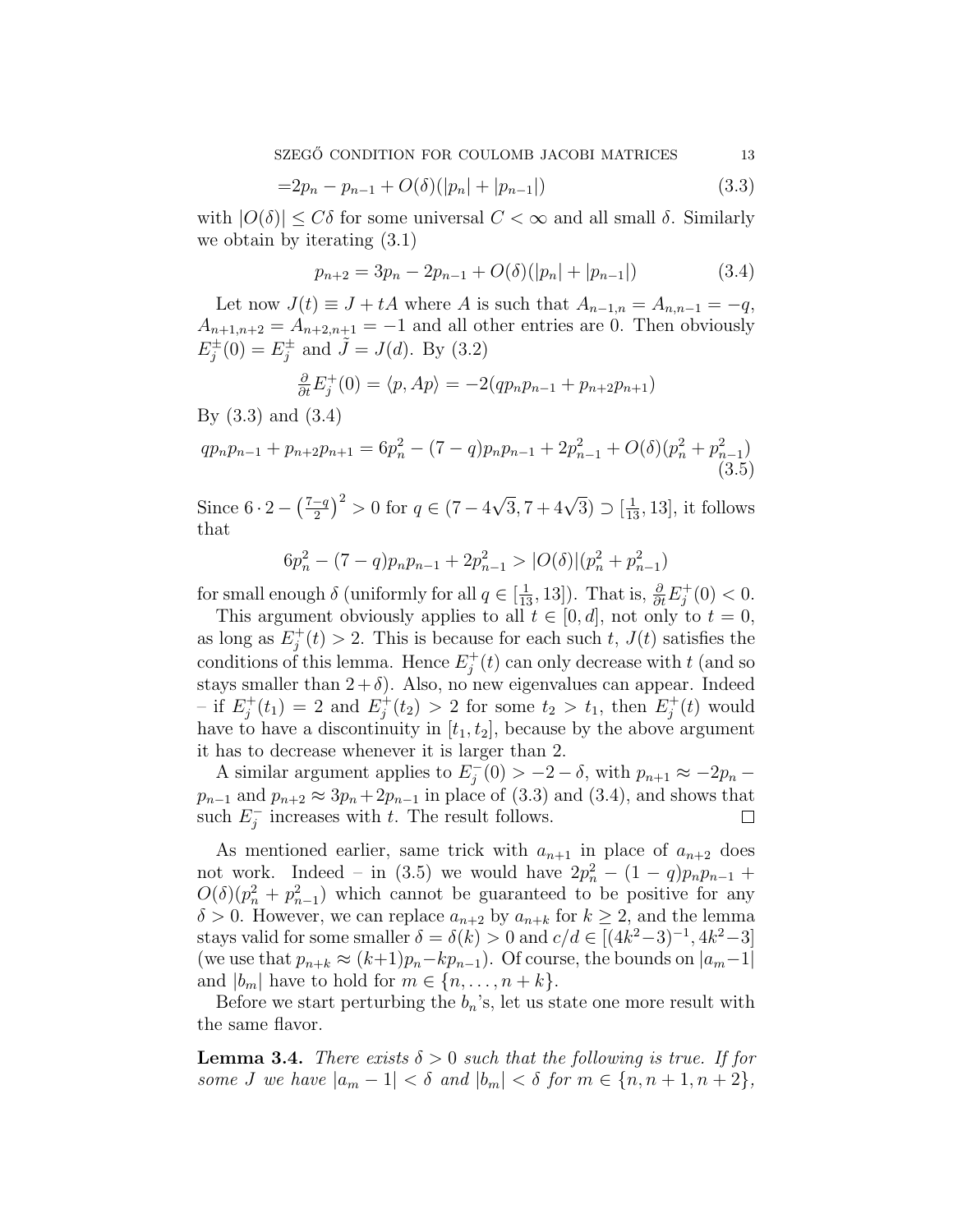$$=2p_n - p_{n-1} + O(\delta)(|p_n| + |p_{n-1}|) \tag{3.3}$$

with $|O(\delta)| \le C\delta$ for some universal $C < \infty$ and all small $\delta$. Similarly we obtain by iterating (3.1)

$$p_{n+2} = 3p_n - 2p_{n-1} + O(\delta)(|p_n| + |p_{n-1}|) \tag{3.4}$$

Let now $J(t) \equiv J + tA$ where $A$ is such that $A_{n-1,n} = A_{n,n-1} = -q$, $A_{n+1,n+2} = A_{n+2,n+1} = -1$ and all other entries are 0. Then obviously $E_j^\pm(0) = E_j^\pm$ and $\tilde{J} = J(d)$. By (3.2)

$$\tfrac{\partial}{\partial t} E_j^+(0) = \langle p, Ap \rangle = -2(qp_n p_{n-1} + p_{n+2}p_{n+1})$$

By (3.3) and (3.4)

$$qp_n p_{n-1} + p_{n+2}p_{n+1} = 6p_n^2 - (7-q)p_n p_{n-1} + 2p_{n-1}^2 + O(\delta)(p_n^2 + p_{n-1}^2) \tag{3.5}$$

Since $6 \cdot 2 - \left(\frac{7-q}{2}\right)^2 > 0$ for $q \in (7 - 4\sqrt{3}, 7 + 4\sqrt{3}) \supset [\frac{1}{13}, 13]$, it follows that

$$6p_n^2 - (7-q)p_n p_{n-1} + 2p_{n-1}^2 > |O(\delta)|(p_n^2 + p_{n-1}^2)$$

for small enough $\delta$ (uniformly for all $q \in [\frac{1}{13}, 13]$). That is, $\frac{\partial}{\partial t} E_j^+(0) < 0$.

This argument obviously applies to all $t \in [0, d]$, not only to $t = 0$, as long as $E_j^+(t) > 2$. This is because for each such $t$, $J(t)$ satisfies the conditions of this lemma. Hence $E_j^+(t)$ can only decrease with $t$ (and so stays smaller than $2 + \delta$). Also, no new eigenvalues can appear. Indeed – if $E_j^+(t_1) = 2$ and $E_j^+(t_2) > 2$ for some $t_2 > t_1$, then $E_j^+(t)$ would have to have a discontinuity in $[t_1, t_2]$, because by the above argument it has to decrease whenever it is larger than 2.

A similar argument applies to $E_j^-(0) > -2 - \delta$, with $p_{n+1} \approx -2p_n - p_{n-1}$ and $p_{n+2} \approx 3p_n + 2p_{n-1}$ in place of (3.3) and (3.4), and shows that such $E_j^-$ increases with $t$. The result follows. $\square$

As mentioned earlier, same trick with $a_{n+1}$ in place of $a_{n+2}$ does not work. Indeed – in (3.5) we would have $2p_n^2 - (1-q)p_n p_{n-1} + O(\delta)(p_n^2 + p_{n-1}^2)$ which cannot be guaranteed to be positive for any $\delta > 0$. However, we can replace $a_{n+2}$ by $a_{n+k}$ for $k \ge 2$, and the lemma stays valid for some smaller $\delta = \delta(k) > 0$ and $c/d \in [(4k^2-3)^{-1}, 4k^2-3]$ (we use that $p_{n+k} \approx (k+1)p_n - kp_{n-1}$). Of course, the bounds on $|a_m - 1|$ and $|b_m|$ have to hold for $m \in \{n, \dots, n+k\}$.

Before we start perturbing the $b_n$'s, let us state one more result with the same flavor.

**Lemma 3.4.** *There exists $\delta > 0$ such that the following is true. If for some $J$ we have $|a_m - 1| < \delta$ and $|b_m| < \delta$ for $m \in \{n, n+1, n+2\}$,*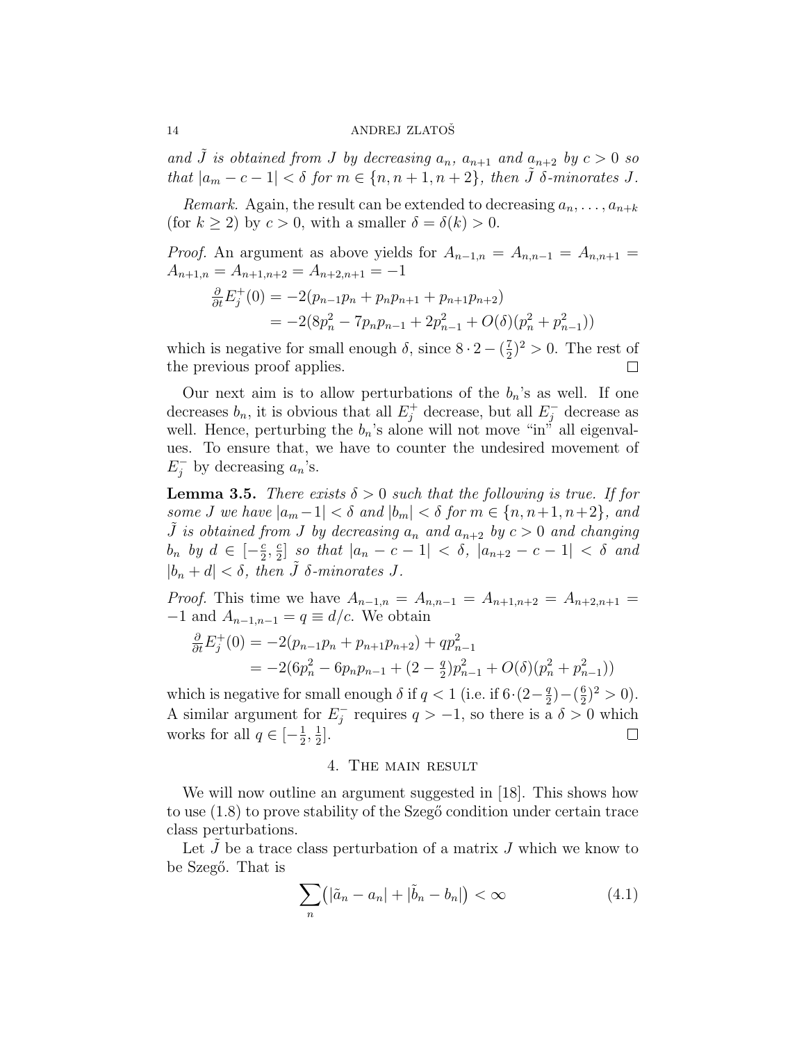*and $\tilde{J}$ is obtained from $J$ by decreasing $a_n$, $a_{n+1}$ and $a_{n+2}$ by $c > 0$ so that $|a_m - c - 1| < \delta$ for $m \in \{n, n+1, n+2\}$, then $\tilde{J}$ $\delta$-minorates $J$.*

*Remark.* Again, the result can be extended to decreasing $a_n, \dots, a_{n+k}$ (for $k \geq 2$) by $c > 0$, with a smaller $\delta = \delta(k) > 0$.

*Proof.* An argument as above yields for $A_{n-1,n} = A_{n,n-1} = A_{n,n+1} = A_{n+1,n} = A_{n+1,n+2} = A_{n+2,n+1} = -1$

$$
\begin{aligned}
\tfrac{\partial}{\partial t} E_j^+(0) &= -2(p_{n-1}p_n + p_n p_{n+1} + p_{n+1}p_{n+2}) \\
&= -2(8p_n^2 - 7p_n p_{n-1} + 2p_{n-1}^2 + O(\delta)(p_n^2 + p_{n-1}^2))
\end{aligned}
$$

which is negative for small enough $\delta$, since $8 \cdot 2 - (\frac{7}{2})^2 > 0$. The rest of the previous proof applies. $\square$

Our next aim is to allow perturbations of the $b_n$'s as well. If one decreases $b_n$, it is obvious that all $E_j^+$ decrease, but all $E_j^-$ decrease as well. Hence, perturbing the $b_n$'s alone will not move "in" all eigenvalues. To ensure that, we have to counter the undesired movement of $E_j^-$ by decreasing $a_n$'s.

**Lemma 3.5.** *There exists $\delta > 0$ such that the following is true. If for some $J$ we have $|a_m - 1| < \delta$ and $|b_m| < \delta$ for $m \in \{n, n+1, n+2\}$, and $\tilde{J}$ is obtained from $J$ by decreasing $a_n$ and $a_{n+2}$ by $c > 0$ and changing $b_n$ by $d \in [-\frac{c}{2}, \frac{c}{2}]$ so that $|a_n - c - 1| < \delta$, $|a_{n+2} - c - 1| < \delta$ and $|b_n + d| < \delta$, then $\tilde{J}$ $\delta$-minorates $J$.*

*Proof.* This time we have $A_{n-1,n} = A_{n,n-1} = A_{n+1,n+2} = A_{n+2,n+1} = -1$ and $A_{n-1,n-1} = q \equiv d/c$. We obtain

$$
\begin{aligned}
\tfrac{\partial}{\partial t} E_j^+(0) &= -2(p_{n-1}p_n + p_{n+1}p_{n+2}) + q p_{n-1}^2 \\
&= -2(6p_n^2 - 6p_n p_{n-1} + (2 - \tfrac{q}{2})p_{n-1}^2 + O(\delta)(p_n^2 + p_{n-1}^2))
\end{aligned}
$$

which is negative for small enough $\delta$ if $q < 1$ (i.e. if $6 \cdot (2 - \frac{q}{2}) - (\frac{6}{2})^2 > 0$). A similar argument for $E_j^-$ requires $q > -1$, so there is a $\delta > 0$ which works for all $q \in [-\frac{1}{2}, \frac{1}{2}]$. $\square$

## 4. The main result

We will now outline an argument suggested in [18]. This shows how to use (1.8) to prove stability of the Szegő condition under certain trace class perturbations.

Let $\tilde{J}$ be a trace class perturbation of a matrix $J$ which we know to be Szegő. That is

$$
\sum_n \big( |\tilde{a}_n - a_n| + |\tilde{b}_n - b_n| \big) < \infty \tag{4.1}
$$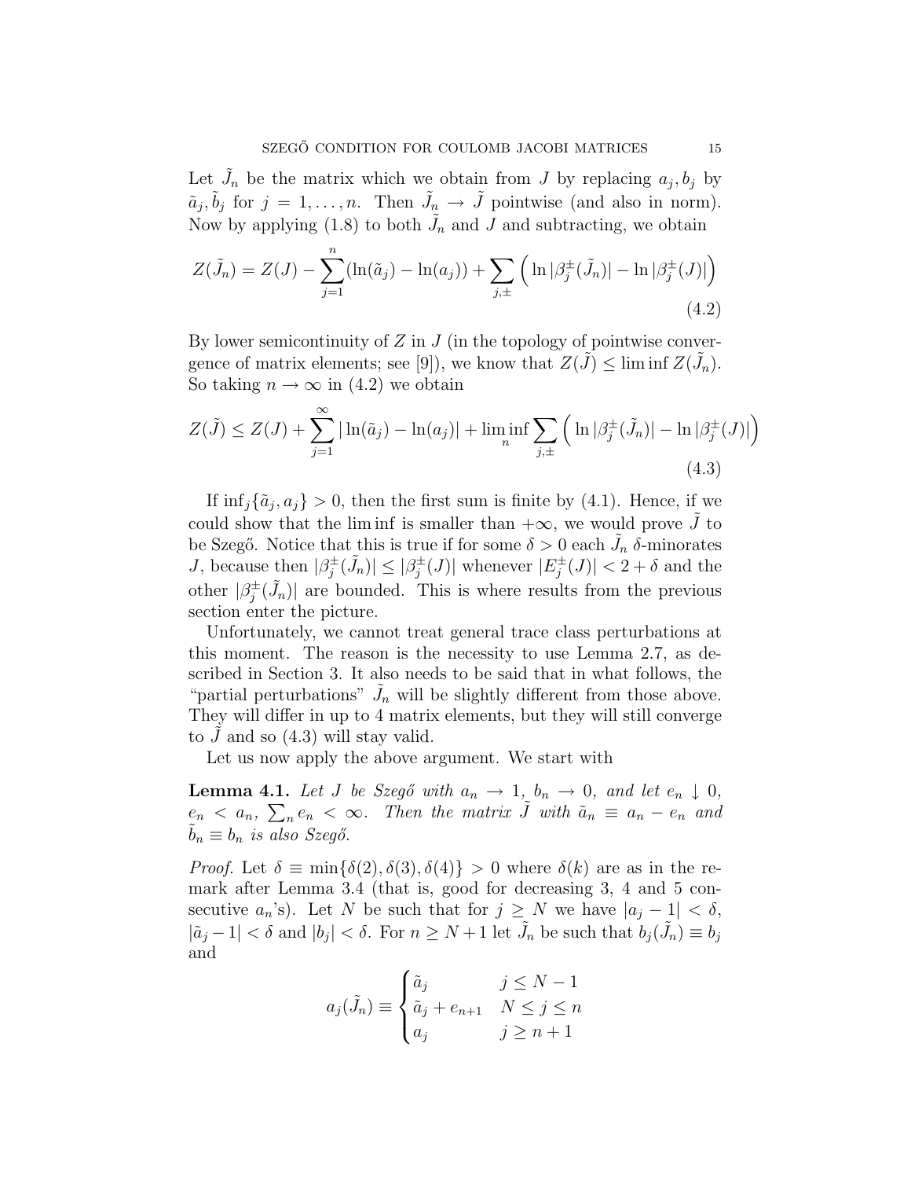Let $\tilde{J}_n$ be the matrix which we obtain from $J$ by replacing $a_j, b_j$ by $\tilde{a}_j, \tilde{b}_j$ for $j = 1, \dots, n$. Then $\tilde{J}_n \to \tilde{J}$ pointwise (and also in norm). Now by applying (1.8) to both $\tilde{J}_n$ and $J$ and subtracting, we obtain

$$Z(\tilde{J}_n) = Z(J) - \sum_{j=1}^{n} (\ln(\tilde{a}_j) - \ln(a_j)) + \sum_{j,\pm} \Big( \ln|\beta_j^\pm(\tilde{J}_n)| - \ln|\beta_j^\pm(J)| \Big) \tag{4.2}$$

By lower semicontinuity of $Z$ in $J$ (in the topology of pointwise convergence of matrix elements; see [9]), we know that $Z(\tilde{J}) \leq \liminf Z(\tilde{J}_n)$. So taking $n \to \infty$ in (4.2) we obtain

$$Z(\tilde{J}) \leq Z(J) + \sum_{j=1}^{\infty} |\ln(\tilde{a}_j) - \ln(a_j)| + \liminf_n \sum_{j,\pm} \Big( \ln|\beta_j^\pm(\tilde{J}_n)| - \ln|\beta_j^\pm(J)| \Big) \tag{4.3}$$

If $\inf_j\{\tilde{a}_j, a_j\} > 0$, then the first sum is finite by (4.1). Hence, if we could show that the lim inf is smaller than $+\infty$, we would prove $\tilde{J}$ to be Szegő. Notice that this is true if for some $\delta > 0$ each $\tilde{J}_n$ $\delta$-minorates $J$, because then $|\beta_j^\pm(\tilde{J}_n)| \leq |\beta_j^\pm(J)|$ whenever $|E_j^\pm(J)| < 2 + \delta$ and the other $|\beta_j^\pm(\tilde{J}_n)|$ are bounded. This is where results from the previous section enter the picture.

Unfortunately, we cannot treat general trace class perturbations at this moment. The reason is the necessity to use Lemma 2.7, as described in Section 3. It also needs to be said that in what follows, the "partial perturbations" $\tilde{J}_n$ will be slightly different from those above. They will differ in up to 4 matrix elements, but they will still converge to $\tilde{J}$ and so (4.3) will stay valid.

Let us now apply the above argument. We start with

**Lemma 4.1.** *Let $J$ be Szegő with $a_n \to 1$, $b_n \to 0$, and let $e_n \downarrow 0$, $e_n < a_n$, $\sum_n e_n < \infty$. Then the matrix $\tilde{J}$ with $\tilde{a}_n \equiv a_n - e_n$ and $\tilde{b}_n \equiv b_n$ is also Szegő.*

*Proof.* Let $\delta \equiv \min\{\delta(2), \delta(3), \delta(4)\} > 0$ where $\delta(k)$ are as in the remark after Lemma 3.4 (that is, good for decreasing 3, 4 and 5 consecutive $a_n$'s). Let $N$ be such that for $j \geq N$ we have $|a_j - 1| < \delta$, $|\tilde{a}_j - 1| < \delta$ and $|b_j| < \delta$. For $n \geq N+1$ let $\tilde{J}_n$ be such that $b_j(\tilde{J}_n) \equiv b_j$ and

$$a_j(\tilde{J}_n) \equiv \begin{cases} \tilde{a}_j & j \leq N-1 \\ \tilde{a}_j + e_{n+1} & N \leq j \leq n \\ a_j & j \geq n+1 \end{cases}$$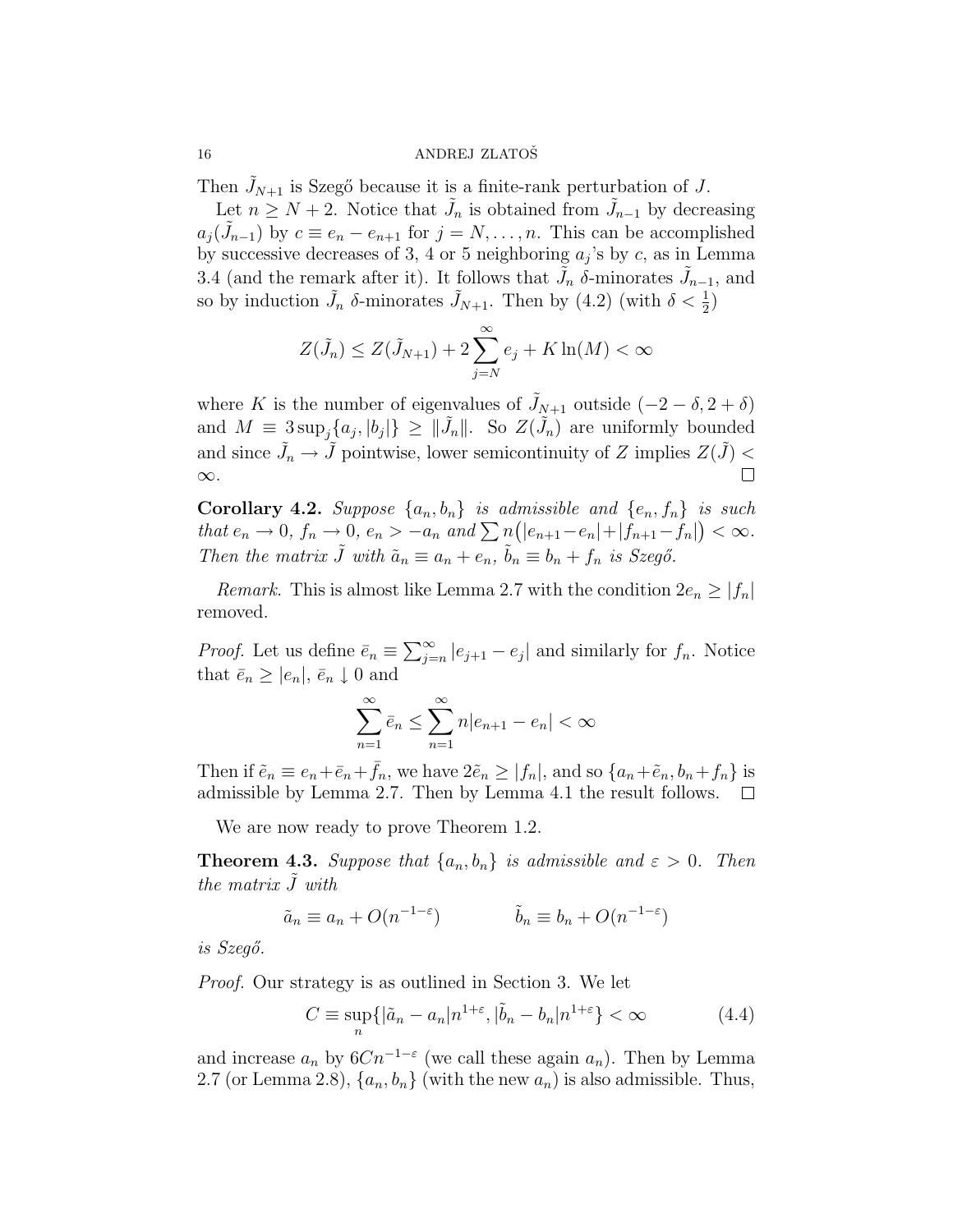Then $\tilde{J}_{N+1}$ is Szegő because it is a finite-rank perturbation of $J$.

Let $n \geq N+2$. Notice that $\tilde{J}_n$ is obtained from $\tilde{J}_{n-1}$ by decreasing $a_j(\tilde{J}_{n-1})$ by $c \equiv e_n - e_{n+1}$ for $j = N, \dots, n$. This can be accomplished by successive decreases of 3, 4 or 5 neighboring $a_j$'s by $c$, as in Lemma 3.4 (and the remark after it). It follows that $\tilde{J}_n$ $\delta$-minorates $\tilde{J}_{n-1}$, and so by induction $\tilde{J}_n$ $\delta$-minorates $\tilde{J}_{N+1}$. Then by (4.2) (with $\delta < \frac{1}{2}$)

$$Z(\tilde{J}_n) \leq Z(\tilde{J}_{N+1}) + 2\sum_{j=N}^{\infty} e_j + K\ln(M) < \infty$$

where $K$ is the number of eigenvalues of $\tilde{J}_{N+1}$ outside $(-2-\delta, 2+\delta)$ and $M \equiv 3\sup_j\{a_j, |b_j|\} \geq \|\tilde{J}_n\|$. So $Z(\tilde{J}_n)$ are uniformly bounded and since $\tilde{J}_n \to \tilde{J}$ pointwise, lower semicontinuity of $Z$ implies $Z(\tilde{J}) < \infty$. □

**Corollary 4.2.** *Suppose $\{a_n, b_n\}$ is admissible and $\{e_n, f_n\}$ is such that $e_n \to 0$, $f_n \to 0$, $e_n > -a_n$ and $\sum n\big(|e_{n+1}-e_n|+|f_{n+1}-f_n|\big) < \infty$. Then the matrix $\tilde{J}$ with $\tilde{a}_n \equiv a_n + e_n$, $\tilde{b}_n \equiv b_n + f_n$ is Szegő.*

*Remark.* This is almost like Lemma 2.7 with the condition $2e_n \geq |f_n|$ removed.

*Proof.* Let us define $\bar{e}_n \equiv \sum_{j=n}^{\infty} |e_{j+1} - e_j|$ and similarly for $f_n$. Notice that $\bar{e}_n \geq |e_n|$, $\bar{e}_n \downarrow 0$ and

$$\sum_{n=1}^{\infty} \bar{e}_n \leq \sum_{n=1}^{\infty} n|e_{n+1} - e_n| < \infty$$

Then if $\tilde{e}_n \equiv e_n + \bar{e}_n + \bar{f}_n$, we have $2\tilde{e}_n \geq |f_n|$, and so $\{a_n + \tilde{e}_n, b_n + f_n\}$ is admissible by Lemma 2.7. Then by Lemma 4.1 the result follows. □

We are now ready to prove Theorem 1.2.

**Theorem 4.3.** *Suppose that $\{a_n, b_n\}$ is admissible and $\varepsilon > 0$. Then the matrix $\tilde{J}$ with*

$$\tilde{a}_n \equiv a_n + O(n^{-1-\varepsilon}) \qquad\qquad \tilde{b}_n \equiv b_n + O(n^{-1-\varepsilon})$$

*is Szegő.*

*Proof.* Our strategy is as outlined in Section 3. We let

$$C \equiv \sup_n \{|\tilde{a}_n - a_n|n^{1+\varepsilon}, |\tilde{b}_n - b_n|n^{1+\varepsilon}\} < \infty \tag{4.4}$$

and increase $a_n$ by $6Cn^{-1-\varepsilon}$ (we call these again $a_n$). Then by Lemma 2.7 (or Lemma 2.8), $\{a_n, b_n\}$ (with the new $a_n$) is also admissible. Thus,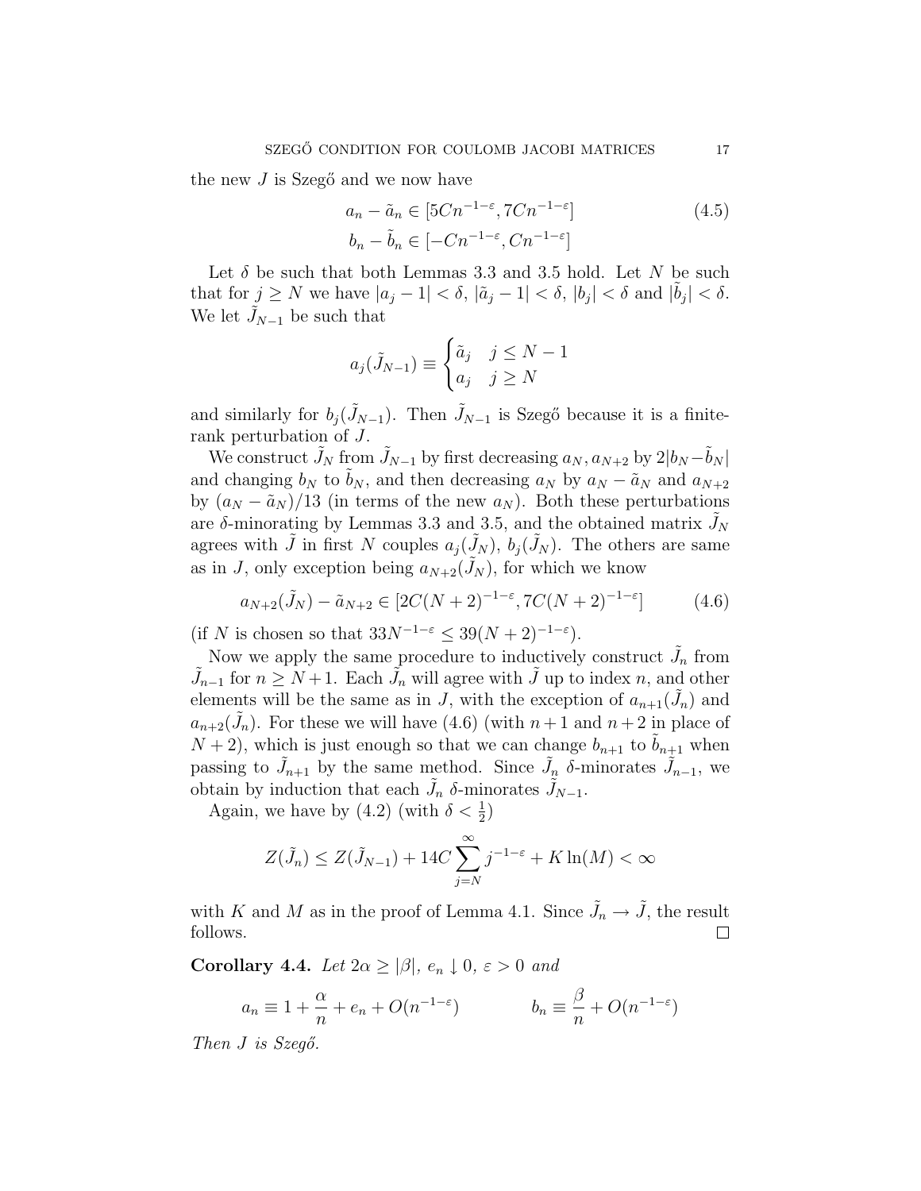the new $J$ is Szegő and we now have

$$
\begin{aligned}
a_n - \tilde{a}_n &\in [5Cn^{-1-\varepsilon}, 7Cn^{-1-\varepsilon}] \\
b_n - \tilde{b}_n &\in [-Cn^{-1-\varepsilon}, Cn^{-1-\varepsilon}]
\end{aligned}
\tag{4.5}
$$

Let $\delta$ be such that both Lemmas 3.3 and 3.5 hold. Let $N$ be such that for $j \geq N$ we have $|a_j - 1| < \delta$, $|\tilde{a}_j - 1| < \delta$, $|b_j| < \delta$ and $|\tilde{b}_j| < \delta$. We let $\tilde{J}_{N-1}$ be such that

$$
a_j(\tilde{J}_{N-1}) \equiv \begin{cases} \tilde{a}_j & j \leq N-1 \\ a_j & j \geq N \end{cases}
$$

and similarly for $b_j(\tilde{J}_{N-1})$. Then $\tilde{J}_{N-1}$ is Szegő because it is a finite-rank perturbation of $J$.

We construct $\tilde{J}_N$ from $\tilde{J}_{N-1}$ by first decreasing $a_N, a_{N+2}$ by $2|b_N - \tilde{b}_N|$ and changing $b_N$ to $\tilde{b}_N$, and then decreasing $a_N$ by $a_N - \tilde{a}_N$ and $a_{N+2}$ by $(a_N - \tilde{a}_N)/13$ (in terms of the new $a_N$). Both these perturbations are $\delta$-minorating by Lemmas 3.3 and 3.5, and the obtained matrix $\tilde{J}_N$ agrees with $\tilde{J}$ in first $N$ couples $a_j(\tilde{J}_N)$, $b_j(\tilde{J}_N)$. The others are same as in $J$, only exception being $a_{N+2}(\tilde{J}_N)$, for which we know

$$
a_{N+2}(\tilde{J}_N) - \tilde{a}_{N+2} \in [2C(N+2)^{-1-\varepsilon}, 7C(N+2)^{-1-\varepsilon}]
\tag{4.6}
$$

(if $N$ is chosen so that $33N^{-1-\varepsilon} \leq 39(N+2)^{-1-\varepsilon}$).

Now we apply the same procedure to inductively construct $\tilde{J}_n$ from $\tilde{J}_{n-1}$ for $n \geq N+1$. Each $\tilde{J}_n$ will agree with $\tilde{J}$ up to index $n$, and other elements will be the same as in $J$, with the exception of $a_{n+1}(\tilde{J}_n)$ and $a_{n+2}(\tilde{J}_n)$. For these we will have (4.6) (with $n+1$ and $n+2$ in place of $N+2$), which is just enough so that we can change $b_{n+1}$ to $\tilde{b}_{n+1}$ when passing to $\tilde{J}_{n+1}$ by the same method. Since $\tilde{J}_n$ $\delta$-minorates $\tilde{J}_{n-1}$, we obtain by induction that each $\tilde{J}_n$ $\delta$-minorates $\tilde{J}_{N-1}$.

Again, we have by (4.2) (with $\delta < \frac{1}{2}$)

$$
Z(\tilde{J}_n) \leq Z(\tilde{J}_{N-1}) + 14C \sum_{j=N}^{\infty} j^{-1-\varepsilon} + K \ln(M) < \infty
$$

with $K$ and $M$ as in the proof of Lemma 4.1. Since $\tilde{J}_n \to \tilde{J}$, the result follows. $\square$

**Corollary 4.4.** *Let $2\alpha \geq |\beta|$, $e_n \downarrow 0$, $\varepsilon > 0$ and*

$$
a_n \equiv 1 + \frac{\alpha}{n} + e_n + O(n^{-1-\varepsilon}) \qquad\qquad b_n \equiv \frac{\beta}{n} + O(n^{-1-\varepsilon})
$$

*Then $J$ is Szegő.*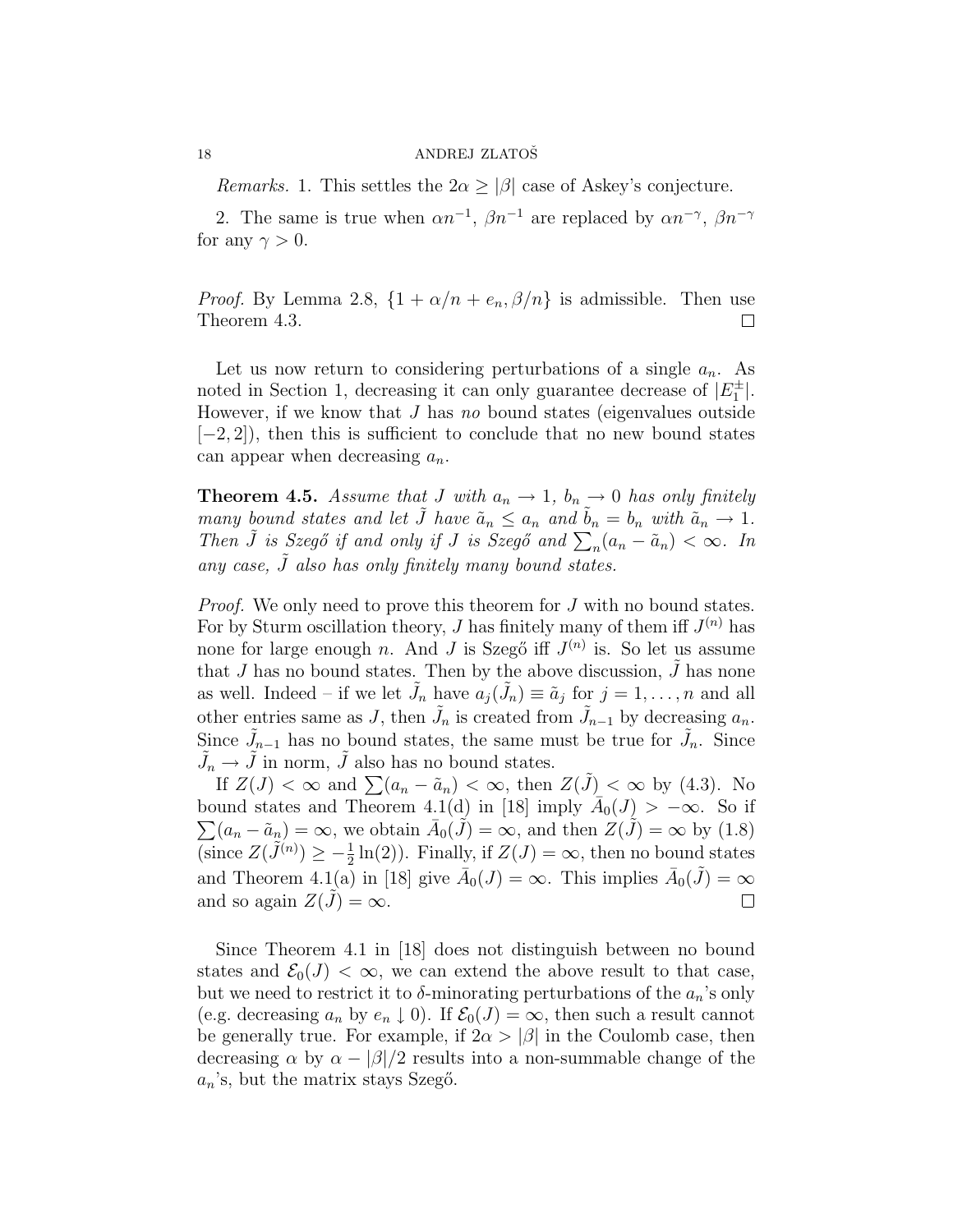*Remarks.* 1. This settles the $2\alpha \geq |\beta|$ case of Askey's conjecture.

2. The same is true when $\alpha n^{-1}$, $\beta n^{-1}$ are replaced by $\alpha n^{-\gamma}$, $\beta n^{-\gamma}$ for any $\gamma > 0$.

*Proof.* By Lemma 2.8, $\{1 + \alpha/n + e_n, \beta/n\}$ is admissible. Then use Theorem 4.3. $\square$

Let us now return to considering perturbations of a single $a_n$. As noted in Section 1, decreasing it can only guarantee decrease of $|E_1^{\pm}|$. However, if we know that $J$ has *no* bound states (eigenvalues outside $[-2, 2]$), then this is sufficient to conclude that no new bound states can appear when decreasing $a_n$.

**Theorem 4.5.** *Assume that $J$ with $a_n \to 1$, $b_n \to 0$ has only finitely many bound states and let $\tilde{J}$ have $\tilde{a}_n \leq a_n$ and $\tilde{b}_n = b_n$ with $\tilde{a}_n \to 1$. Then $\tilde{J}$ is Szegő if and only if $J$ is Szegő and $\sum_n (a_n - \tilde{a}_n) < \infty$. In any case, $\tilde{J}$ also has only finitely many bound states.*

*Proof.* We only need to prove this theorem for $J$ with no bound states. For by Sturm oscillation theory, $J$ has finitely many of them iff $J^{(n)}$ has none for large enough $n$. And $J$ is Szegő iff $J^{(n)}$ is. So let us assume that $J$ has no bound states. Then by the above discussion, $\tilde{J}$ has none as well. Indeed – if we let $\tilde{J}_n$ have $a_j(\tilde{J}_n) \equiv \tilde{a}_j$ for $j = 1, \ldots, n$ and all other entries same as $J$, then $\tilde{J}_n$ is created from $\tilde{J}_{n-1}$ by decreasing $a_n$. Since $\tilde{J}_{n-1}$ has no bound states, the same must be true for $\tilde{J}_n$. Since $\tilde{J}_n \to \tilde{J}$ in norm, $\tilde{J}$ also has no bound states.

If $Z(J) < \infty$ and $\sum (a_n - \tilde{a}_n) < \infty$, then $Z(\tilde{J}) < \infty$ by (4.3). No bound states and Theorem 4.1(d) in [18] imply $\bar{A}_0(J) > -\infty$. So if $\sum (a_n - \tilde{a}_n) = \infty$, we obtain $\bar{A}_0(\tilde{J}) = \infty$, and then $Z(\tilde{J}) = \infty$ by (1.8) (since $Z(\tilde{J}^{(n)}) \geq -\frac{1}{2}\ln(2)$). Finally, if $Z(J) = \infty$, then no bound states and Theorem 4.1(a) in [18] give $\bar{A}_0(J) = \infty$. This implies $\bar{A}_0(\tilde{J}) = \infty$ and so again $Z(\tilde{J}) = \infty$. $\square$

Since Theorem 4.1 in [18] does not distinguish between no bound states and $\mathcal{E}_0(J) < \infty$, we can extend the above result to that case, but we need to restrict it to $\delta$-minorating perturbations of the $a_n$'s only (e.g. decreasing $a_n$ by $e_n \downarrow 0$). If $\mathcal{E}_0(J) = \infty$, then such a result cannot be generally true. For example, if $2\alpha > |\beta|$ in the Coulomb case, then decreasing $\alpha$ by $\alpha - |\beta|/2$ results into a non-summable change of the $a_n$'s, but the matrix stays Szegő.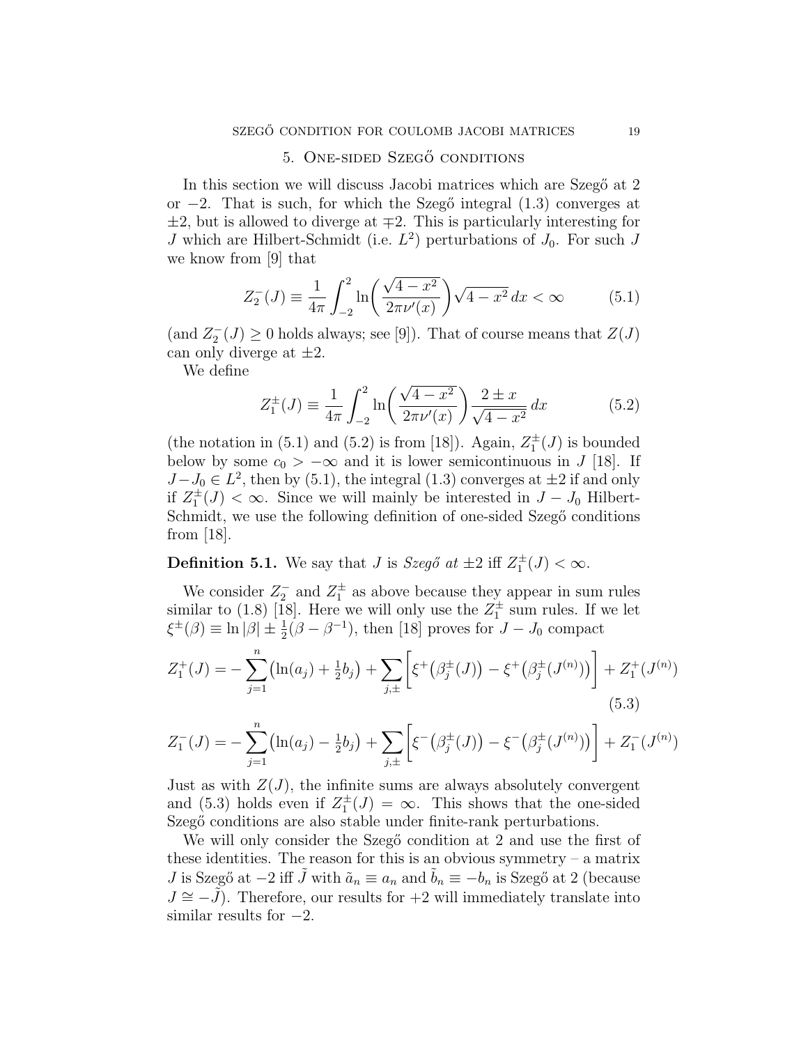## 5. One-sided Szegő conditions

In this section we will discuss Jacobi matrices which are Szegő at 2 or $-2$. That is such, for which the Szegő integral (1.3) converges at $\pm 2$, but is allowed to diverge at $\mp 2$. This is particularly interesting for $J$ which are Hilbert-Schmidt (i.e. $L^2$) perturbations of $J_0$. For such $J$ we know from [9] that

$$Z_2^-(J) \equiv \frac{1}{4\pi}\int_{-2}^{2} \ln\biggl(\frac{\sqrt{4-x^2}}{2\pi\nu'(x)}\biggr)\sqrt{4-x^2}\,dx < \infty \tag{5.1}$$

(and $Z_2^-(J) \geq 0$ holds always; see [9]). That of course means that $Z(J)$ can only diverge at $\pm 2$.

We define

$$Z_1^\pm(J) \equiv \frac{1}{4\pi}\int_{-2}^{2} \ln\biggl(\frac{\sqrt{4-x^2}}{2\pi\nu'(x)}\biggr)\frac{2\pm x}{\sqrt{4-x^2}}\,dx \tag{5.2}$$

(the notation in (5.1) and (5.2) is from [18]). Again, $Z_1^\pm(J)$ is bounded below by some $c_0 > -\infty$ and it is lower semicontinuous in $J$ [18]. If $J - J_0 \in L^2$, then by (5.1), the integral (1.3) converges at $\pm 2$ if and only if $Z_1^\pm(J) < \infty$. Since we will mainly be interested in $J - J_0$ Hilbert-Schmidt, we use the following definition of one-sided Szegő conditions from [18].

**Definition 5.1.** We say that $J$ is *Szegő at* $\pm 2$ iff $Z_1^\pm(J) < \infty$.

We consider $Z_2^-$ and $Z_1^\pm$ as above because they appear in sum rules similar to (1.8) [18]. Here we will only use the $Z_1^\pm$ sum rules. If we let $\xi^\pm(\beta) \equiv \ln|\beta| \pm \frac{1}{2}(\beta - \beta^{-1})$, then [18] proves for $J - J_0$ compact

$$Z_1^+(J) = -\sum_{j=1}^{n}\bigl(\ln(a_j) + \tfrac{1}{2}b_j\bigr) + \sum_{j,\pm}\Bigl[\xi^+\bigl(\beta_j^\pm(J)\bigr) - \xi^+\bigl(\beta_j^\pm(J^{(n)})\bigr)\Bigr] + Z_1^+(J^{(n)}) \tag{5.3}$$

$$Z_1^-(J) = -\sum_{j=1}^{n}\bigl(\ln(a_j) - \tfrac{1}{2}b_j\bigr) + \sum_{j,\pm}\Bigl[\xi^-\bigl(\beta_j^\pm(J)\bigr) - \xi^-\bigl(\beta_j^\pm(J^{(n)})\bigr)\Bigr] + Z_1^-(J^{(n)})$$

Just as with $Z(J)$, the infinite sums are always absolutely convergent and (5.3) holds even if $Z_1^\pm(J) = \infty$. This shows that the one-sided Szegő conditions are also stable under finite-rank perturbations.

We will only consider the Szegő condition at 2 and use the first of these identities. The reason for this is an obvious symmetry – a matrix $J$ is Szegő at $-2$ iff $\tilde{J}$ with $\tilde{a}_n \equiv a_n$ and $\tilde{b}_n \equiv -b_n$ is Szegő at 2 (because $J \cong -\tilde{J}$). Therefore, our results for $+2$ will immediately translate into similar results for $-2$.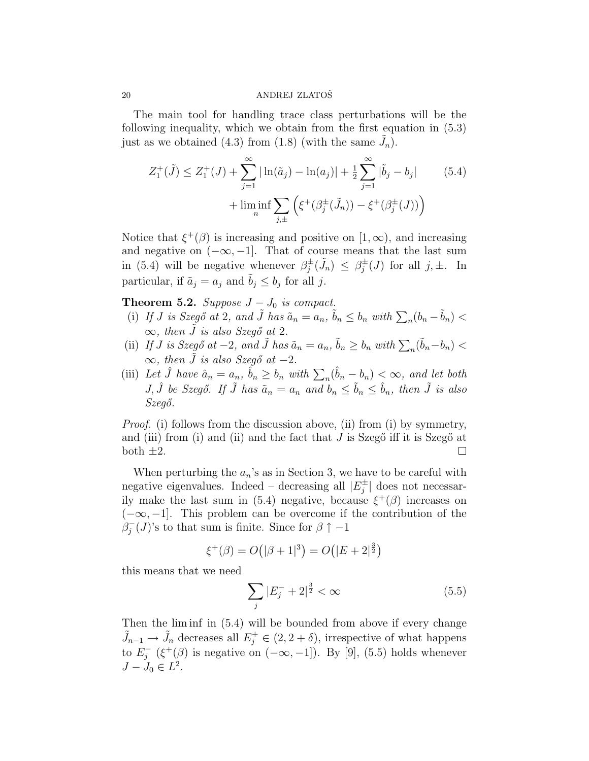The main tool for handling trace class perturbations will be the following inequality, which we obtain from the first equation in (5.3) just as we obtained (4.3) from (1.8) (with the same $\tilde{J}_n$).

$$
\begin{aligned}
Z_1^+(\tilde{J}) \leq Z_1^+(J) + \sum_{j=1}^{\infty} |\ln(\tilde{a}_j) - \ln(a_j)| + \tfrac{1}{2}\sum_{j=1}^{\infty} |\tilde{b}_j - b_j| \qquad (5.4)\\
+ \liminf_n \sum_{j,\pm} \Big( \xi^+(\beta_j^\pm(\tilde{J}_n)) - \xi^+(\beta_j^\pm(J)) \Big)
\end{aligned}
$$

Notice that $\xi^+(\beta)$ is increasing and positive on $[1,\infty)$, and increasing and negative on $(-\infty,-1]$. That of course means that the last sum in (5.4) will be negative whenever $\beta_j^\pm(\tilde{J}_n) \leq \beta_j^\pm(J)$ for all $j, \pm$. In particular, if $\tilde{a}_j = a_j$ and $\tilde{b}_j \leq b_j$ for all $j$.

**Theorem 5.2.** *Suppose $J - J_0$ is compact.*

(i) *If $J$ is Szegő at 2, and $\tilde{J}$ has $\tilde{a}_n = a_n$, $\tilde{b}_n \leq b_n$ with $\sum_n (b_n - \tilde{b}_n) < \infty$, then $\tilde{J}$ is also Szegő at 2.*

(ii) *If $J$ is Szegő at $-2$, and $\tilde{J}$ has $\tilde{a}_n = a_n$, $\tilde{b}_n \geq b_n$ with $\sum_n (\tilde{b}_n - b_n) < \infty$, then $\tilde{J}$ is also Szegő at $-2$.*

(iii) *Let $\hat{J}$ have $\hat{a}_n = a_n$, $\hat{b}_n \geq b_n$ with $\sum_n (\hat{b}_n - b_n) < \infty$, and let both $J, \hat{J}$ be Szegő. If $\tilde{J}$ has $\tilde{a}_n = a_n$ and $b_n \leq \tilde{b}_n \leq \hat{b}_n$, then $\tilde{J}$ is also Szegő.*

*Proof.* (i) follows from the discussion above, (ii) from (i) by symmetry, and (iii) from (i) and (ii) and the fact that $J$ is Szegő iff it is Szegő at both $\pm 2$. □

When perturbing the $a_n$'s as in Section 3, we have to be careful with negative eigenvalues. Indeed – decreasing all $|E_j^\pm|$ does not necessarily make the last sum in (5.4) negative, because $\xi^+(\beta)$ increases on $(-\infty,-1]$. This problem can be overcome if the contribution of the $\beta_j^-(J)$'s to that sum is finite. Since for $\beta \uparrow -1$

$$
\xi^+(\beta) = O\big(|\beta+1|^3\big) = O\big(|E+2|^{\frac{3}{2}}\big)
$$

this means that we need

$$
\sum_j |E_j^- + 2|^{\frac{3}{2}} < \infty \qquad (5.5)
$$

Then the $\liminf$ in (5.4) will be bounded from above if every change $\tilde{J}_{n-1} \to \tilde{J}_n$ decreases all $E_j^+ \in (2, 2+\delta)$, irrespective of what happens to $E_j^-$ ($\xi^+(\beta)$ is negative on $(-\infty,-1]$). By [9], (5.5) holds whenever $J - J_0 \in L^2$.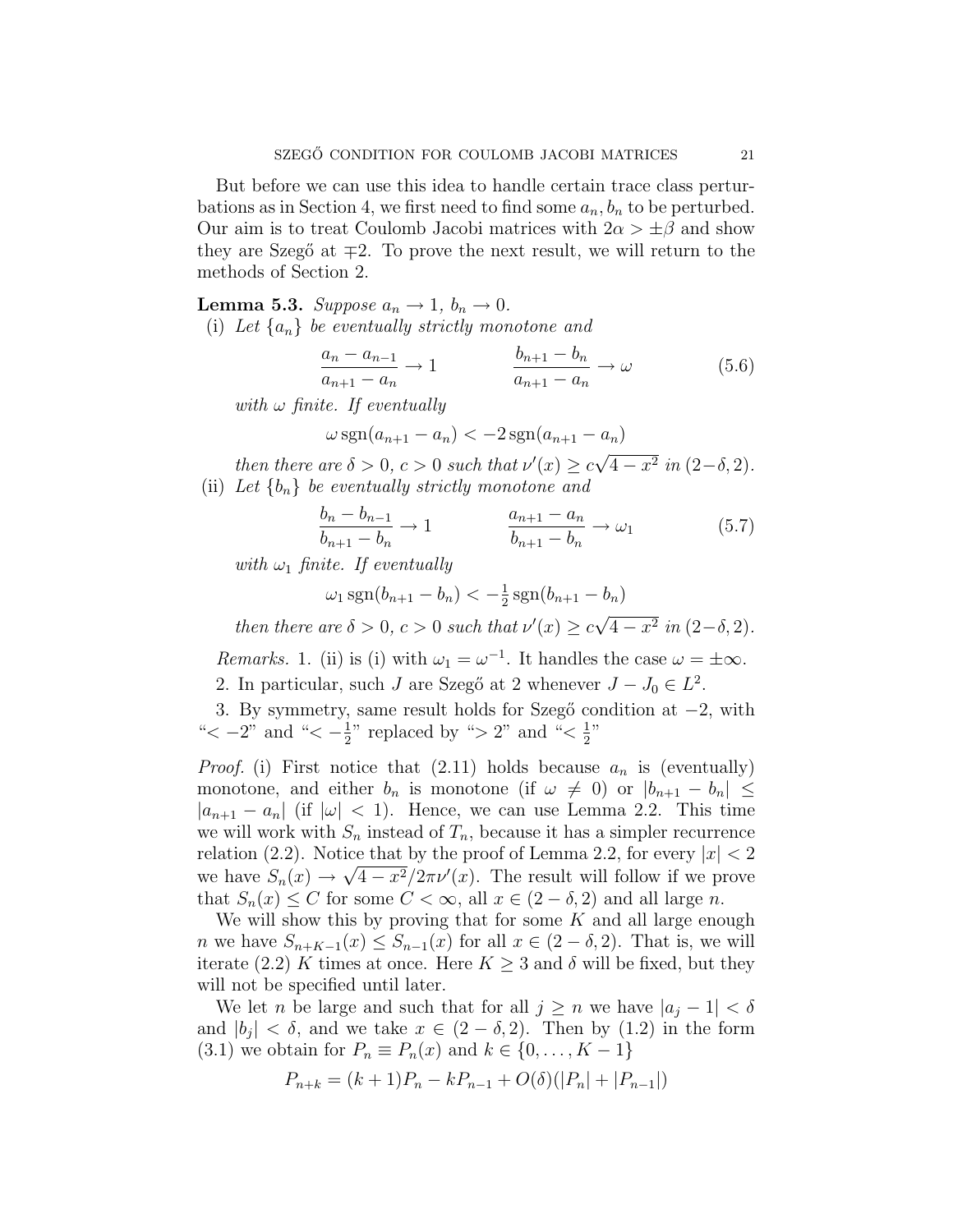But before we can use this idea to handle certain trace class perturbations as in Section 4, we first need to find some $a_n, b_n$ to be perturbed. Our aim is to treat Coulomb Jacobi matrices with $2\alpha > \pm\beta$ and show they are Szegő at $\mp 2$. To prove the next result, we will return to the methods of Section 2.

**Lemma 5.3.** *Suppose $a_n \to 1$, $b_n \to 0$.*

(i) *Let $\{a_n\}$ be eventually strictly monotone and*

$$\frac{a_n - a_{n-1}}{a_{n+1} - a_n} \to 1 \qquad\qquad \frac{b_{n+1} - b_n}{a_{n+1} - a_n} \to \omega \tag{5.6}$$

*with $\omega$ finite. If eventually*

$$\omega \operatorname{sgn}(a_{n+1} - a_n) < -2 \operatorname{sgn}(a_{n+1} - a_n)$$

*then there are $\delta > 0$, $c > 0$ such that $\nu'(x) \geq c\sqrt{4 - x^2}$ in $(2-\delta, 2)$.*

(ii) *Let $\{b_n\}$ be eventually strictly monotone and*

$$\frac{b_n - b_{n-1}}{b_{n+1} - b_n} \to 1 \qquad\qquad \frac{a_{n+1} - a_n}{b_{n+1} - b_n} \to \omega_1 \tag{5.7}$$

*with $\omega_1$ finite. If eventually*

$$\omega_1 \operatorname{sgn}(b_{n+1} - b_n) < -\tfrac{1}{2} \operatorname{sgn}(b_{n+1} - b_n)$$

*then there are $\delta > 0$, $c > 0$ such that $\nu'(x) \geq c\sqrt{4 - x^2}$ in $(2-\delta, 2)$.*

*Remarks.* 1. (ii) is (i) with $\omega_1 = \omega^{-1}$. It handles the case $\omega = \pm\infty$.

2. In particular, such $J$ are Szegő at 2 whenever $J - J_0 \in L^2$.

3. By symmetry, same result holds for Szegő condition at $-2$, with "$< -2$" and "$< -\frac{1}{2}$" replaced by "$> 2$" and "$< \frac{1}{2}$"

*Proof.* (i) First notice that (2.11) holds because $a_n$ is (eventually) monotone, and either $b_n$ is monotone (if $\omega \neq 0$) or $|b_{n+1} - b_n| \leq |a_{n+1} - a_n|$ (if $|\omega| < 1$). Hence, we can use Lemma 2.2. This time we will work with $S_n$ instead of $T_n$, because it has a simpler recurrence relation (2.2). Notice that by the proof of Lemma 2.2, for every $|x| < 2$ we have $S_n(x) \to \sqrt{4 - x^2}/2\pi\nu'(x)$. The result will follow if we prove that $S_n(x) \leq C$ for some $C < \infty$, all $x \in (2 - \delta, 2)$ and all large $n$.

We will show this by proving that for some $K$ and all large enough $n$ we have $S_{n+K-1}(x) \leq S_{n-1}(x)$ for all $x \in (2 - \delta, 2)$. That is, we will iterate (2.2) $K$ times at once. Here $K \geq 3$ and $\delta$ will be fixed, but they will not be specified until later.

We let $n$ be large and such that for all $j \geq n$ we have $|a_j - 1| < \delta$ and $|b_j| < \delta$, and we take $x \in (2 - \delta, 2)$. Then by (1.2) in the form (3.1) we obtain for $P_n \equiv P_n(x)$ and $k \in \{0, \dots, K-1\}$

$$P_{n+k} = (k+1)P_n - kP_{n-1} + O(\delta)(|P_n| + |P_{n-1}|)$$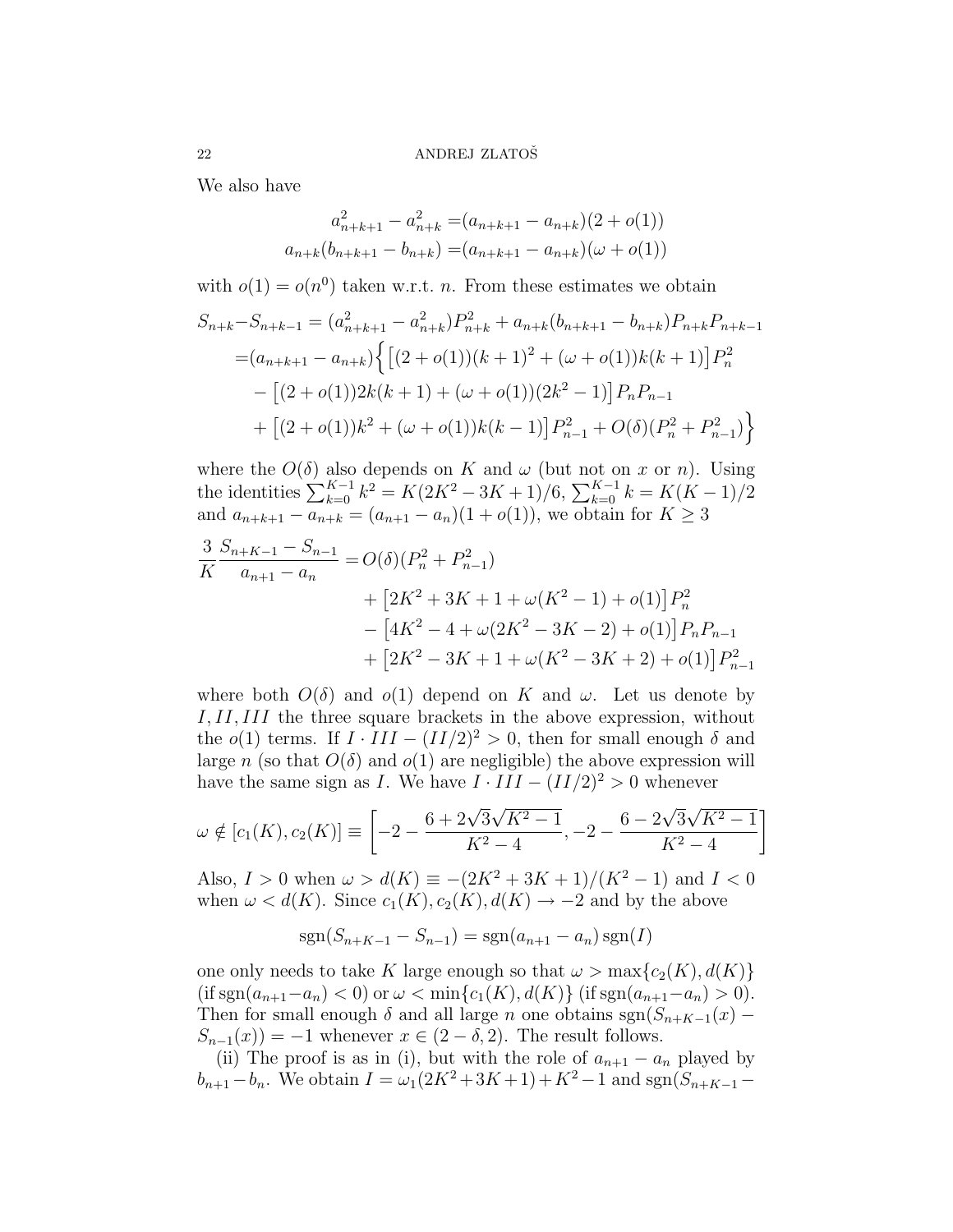We also have

$$
\begin{aligned}
a_{n+k+1}^2 - a_{n+k}^2 &= (a_{n+k+1} - a_{n+k})(2 + o(1)) \\
a_{n+k}(b_{n+k+1} - b_{n+k}) &= (a_{n+k+1} - a_{n+k})(\omega + o(1))
\end{aligned}
$$

with $o(1) = o(n^0)$ taken w.r.t. $n$. From these estimates we obtain

$$
\begin{aligned}
S_{n+k} - S_{n+k-1} &= (a_{n+k+1}^2 - a_{n+k}^2)P_{n+k}^2 + a_{n+k}(b_{n+k+1} - b_{n+k})P_{n+k}P_{n+k-1} \\
&= (a_{n+k+1} - a_{n+k})\Big\{ \big[(2 + o(1))(k+1)^2 + (\omega + o(1))k(k+1)\big]P_n^2 \\
&\quad - \big[(2 + o(1))2k(k+1) + (\omega + o(1))(2k^2 - 1)\big]P_n P_{n-1} \\
&\quad + \big[(2 + o(1))k^2 + (\omega + o(1))k(k-1)\big]P_{n-1}^2 + O(\delta)(P_n^2 + P_{n-1}^2)\Big\}
\end{aligned}
$$

where the $O(\delta)$ also depends on $K$ and $\omega$ (but not on $x$ or $n$). Using the identities $\sum_{k=0}^{K-1} k^2 = K(2K^2 - 3K + 1)/6$, $\sum_{k=0}^{K-1} k = K(K-1)/2$ and $a_{n+k+1} - a_{n+k} = (a_{n+1} - a_n)(1 + o(1))$, we obtain for $K \geq 3$

$$
\begin{aligned}
\frac{3}{K}\frac{S_{n+K-1} - S_{n-1}}{a_{n+1} - a_n} &= O(\delta)(P_n^2 + P_{n-1}^2) \\
&\quad + \big[2K^2 + 3K + 1 + \omega(K^2 - 1) + o(1)\big]P_n^2 \\
&\quad - \big[4K^2 - 4 + \omega(2K^2 - 3K - 2) + o(1)\big]P_n P_{n-1} \\
&\quad + \big[2K^2 - 3K + 1 + \omega(K^2 - 3K + 2) + o(1)\big]P_{n-1}^2
\end{aligned}
$$

where both $O(\delta)$ and $o(1)$ depend on $K$ and $\omega$. Let us denote by $I, II, III$ the three square brackets in the above expression, without the $o(1)$ terms. If $I \cdot III - (II/2)^2 > 0$, then for small enough $\delta$ and large $n$ (so that $O(\delta)$ and $o(1)$ are negligible) the above expression will have the same sign as $I$. We have $I \cdot III - (II/2)^2 > 0$ whenever

$$
\omega \notin [c_1(K), c_2(K)] \equiv \left[-2 - \frac{6 + 2\sqrt{3}\sqrt{K^2 - 1}}{K^2 - 4}, -2 - \frac{6 - 2\sqrt{3}\sqrt{K^2 - 1}}{K^2 - 4}\right]
$$

Also, $I > 0$ when $\omega > d(K) \equiv -(2K^2 + 3K + 1)/(K^2 - 1)$ and $I < 0$ when $\omega < d(K)$. Since $c_1(K), c_2(K), d(K) \to -2$ and by the above

$$
\operatorname{sgn}(S_{n+K-1} - S_{n-1}) = \operatorname{sgn}(a_{n+1} - a_n)\operatorname{sgn}(I)
$$

one only needs to take $K$ large enough so that $\omega > \max\{c_2(K), d(K)\}$ (if $\operatorname{sgn}(a_{n+1} - a_n) < 0$) or $\omega < \min\{c_1(K), d(K)\}$ (if $\operatorname{sgn}(a_{n+1} - a_n) > 0$). Then for small enough $\delta$ and all large $n$ one obtains $\operatorname{sgn}(S_{n+K-1}(x) - S_{n-1}(x)) = -1$ whenever $x \in (2 - \delta, 2)$. The result follows.

(ii) The proof is as in (i), but with the role of $a_{n+1} - a_n$ played by $b_{n+1} - b_n$. We obtain $I = \omega_1(2K^2 + 3K + 1) + K^2 - 1$ and $\operatorname{sgn}(S_{n+K-1} -$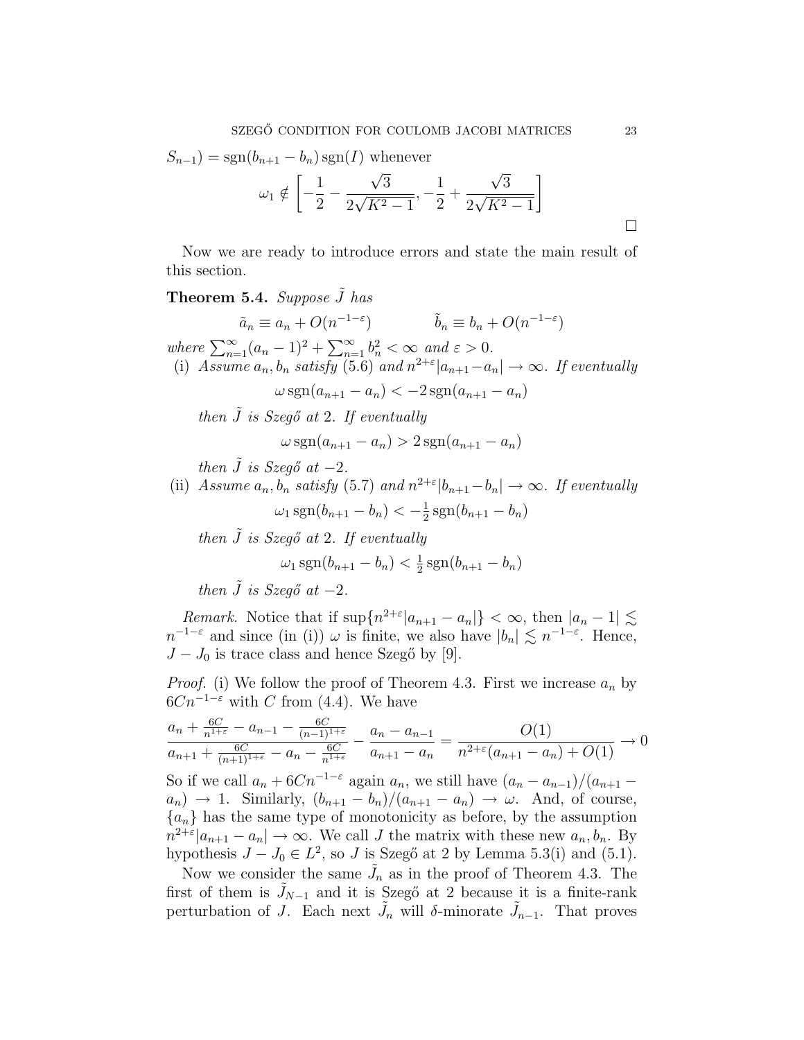$S_{n-1}) = \operatorname{sgn}(b_{n+1} - b_n)\operatorname{sgn}(I)$ whenever

$$\omega_1 \notin \left[ -\frac{1}{2} - \frac{\sqrt{3}}{2\sqrt{K^2-1}}, -\frac{1}{2} + \frac{\sqrt{3}}{2\sqrt{K^2-1}} \right]$$

□

Now we are ready to introduce errors and state the main result of this section.

**Theorem 5.4.** *Suppose $\tilde{J}$ has*

$$\tilde{a}_n \equiv a_n + O(n^{-1-\varepsilon}) \qquad\qquad \tilde{b}_n \equiv b_n + O(n^{-1-\varepsilon})$$

*where $\sum_{n=1}^\infty (a_n - 1)^2 + \sum_{n=1}^\infty b_n^2 < \infty$ and $\varepsilon > 0$.*

(i) *Assume $a_n, b_n$ satisfy (5.6) and $n^{2+\varepsilon}|a_{n+1} - a_n| \to \infty$. If eventually*

$$\omega \operatorname{sgn}(a_{n+1} - a_n) < -2 \operatorname{sgn}(a_{n+1} - a_n)$$

*then $\tilde{J}$ is Szegő at 2. If eventually*

$$\omega \operatorname{sgn}(a_{n+1} - a_n) > 2 \operatorname{sgn}(a_{n+1} - a_n)$$

*then $\tilde{J}$ is Szegő at $-2$.*

(ii) *Assume $a_n, b_n$ satisfy (5.7) and $n^{2+\varepsilon}|b_{n+1} - b_n| \to \infty$. If eventually*

$$\omega_1 \operatorname{sgn}(b_{n+1} - b_n) < -\tfrac{1}{2} \operatorname{sgn}(b_{n+1} - b_n)$$

*then $\tilde{J}$ is Szegő at 2. If eventually*

$$\omega_1 \operatorname{sgn}(b_{n+1} - b_n) < \tfrac{1}{2} \operatorname{sgn}(b_{n+1} - b_n)$$

*then $\tilde{J}$ is Szegő at $-2$.*

*Remark.* Notice that if $\sup\{n^{2+\varepsilon}|a_{n+1} - a_n|\} < \infty$, then $|a_n - 1| \lesssim n^{-1-\varepsilon}$ and since (in (i)) $\omega$ is finite, we also have $|b_n| \lesssim n^{-1-\varepsilon}$. Hence, $J - J_0$ is trace class and hence Szegő by [9].

*Proof.* (i) We follow the proof of Theorem 4.3. First we increase $a_n$ by $6Cn^{-1-\varepsilon}$ with $C$ from (4.4). We have

$$\frac{a_n + \frac{6C}{n^{1+\varepsilon}} - a_{n-1} - \frac{6C}{(n-1)^{1+\varepsilon}}}{a_{n+1} + \frac{6C}{(n+1)^{1+\varepsilon}} - a_n - \frac{6C}{n^{1+\varepsilon}}} - \frac{a_n - a_{n-1}}{a_{n+1} - a_n} = \frac{O(1)}{n^{2+\varepsilon}(a_{n+1} - a_n) + O(1)} \to 0$$

So if we call $a_n + 6Cn^{-1-\varepsilon}$ again $a_n$, we still have $(a_n - a_{n-1})/(a_{n+1} - a_n) \to 1$. Similarly, $(b_{n+1} - b_n)/(a_{n+1} - a_n) \to \omega$. And, of course, $\{a_n\}$ has the same type of monotonicity as before, by the assumption $n^{2+\varepsilon}|a_{n+1} - a_n| \to \infty$. We call $J$ the matrix with these new $a_n, b_n$. By hypothesis $J - J_0 \in L^2$, so $J$ is Szegő at 2 by Lemma 5.3(i) and (5.1).

Now we consider the same $\tilde{J}_n$ as in the proof of Theorem 4.3. The first of them is $\tilde{J}_{N-1}$ and it is Szegő at 2 because it is a finite-rank perturbation of $J$. Each next $\tilde{J}_n$ will $\delta$-minorate $\tilde{J}_{n-1}$. That proves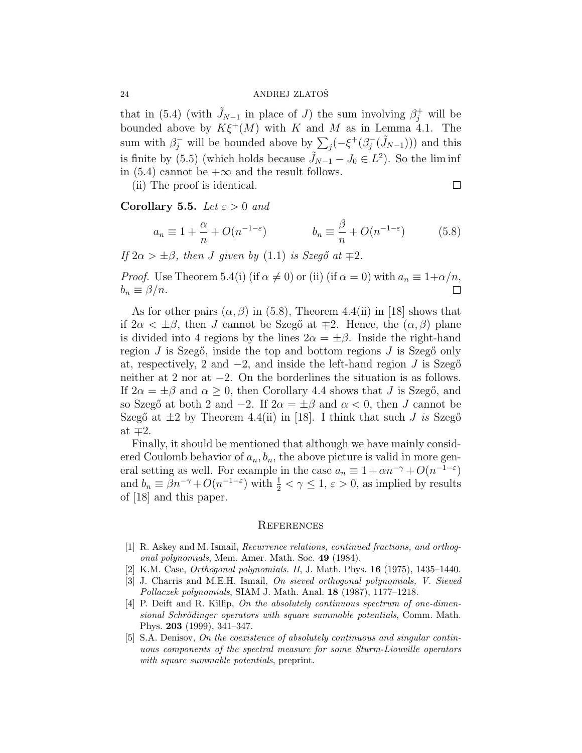that in (5.4) (with $\tilde{J}_{N-1}$ in place of $J$) the sum involving $\beta_j^+$ will be bounded above by $K\xi^+(M)$ with $K$ and $M$ as in Lemma 4.1. The sum with $\beta_j^-$ will be bounded above by $\sum_j(-\xi^+(\beta_j^-(\tilde{J}_{N-1})))$ and this is finite by (5.5) (which holds because $\tilde{J}_{N-1} - J_0 \in L^2$). So the lim inf in (5.4) cannot be $+\infty$ and the result follows.

(ii) The proof is identical. □

**Corollary 5.5.** *Let $\varepsilon > 0$ and*

$$a_n \equiv 1 + \frac{\alpha}{n} + O(n^{-1-\varepsilon}) \qquad\qquad b_n \equiv \frac{\beta}{n} + O(n^{-1-\varepsilon}) \tag{5.8}$$

*If $2\alpha > \pm\beta$, then $J$ given by (1.1) is Szegő at $\mp 2$.*

*Proof.* Use Theorem 5.4(i) (if $\alpha \neq 0$) or (ii) (if $\alpha = 0$) with $a_n \equiv 1 + \alpha/n$, $b_n \equiv \beta/n$. □

As for other pairs $(\alpha, \beta)$ in (5.8), Theorem 4.4(ii) in [18] shows that if $2\alpha < \pm\beta$, then $J$ cannot be Szegő at $\mp 2$. Hence, the $(\alpha, \beta)$ plane is divided into 4 regions by the lines $2\alpha = \pm\beta$. Inside the right-hand region $J$ is Szegő, inside the top and bottom regions $J$ is Szegő only at, respectively, 2 and $-2$, and inside the left-hand region $J$ is Szegő neither at 2 nor at $-2$. On the borderlines the situation is as follows. If $2\alpha = \pm\beta$ and $\alpha \geq 0$, then Corollary 4.4 shows that $J$ is Szegő, and so Szegő at both 2 and $-2$. If $2\alpha = \pm\beta$ and $\alpha < 0$, then $J$ cannot be Szegő at $\pm 2$ by Theorem 4.4(ii) in [18]. I think that such $J$ *is* Szegő at $\mp 2$.

Finally, it should be mentioned that although we have mainly considered Coulomb behavior of $a_n, b_n$, the above picture is valid in more general setting as well. For example in the case $a_n \equiv 1 + \alpha n^{-\gamma} + O(n^{-1-\varepsilon})$ and $b_n \equiv \beta n^{-\gamma} + O(n^{-1-\varepsilon})$ with $\frac{1}{2} < \gamma \leq 1$, $\varepsilon > 0$, as implied by results of [18] and this paper.

## References

[1] R. Askey and M. Ismail, *Recurrence relations, continued fractions, and orthogonal polynomials*, Mem. Amer. Math. Soc. **49** (1984).

[2] K.M. Case, *Orthogonal polynomials. II*, J. Math. Phys. **16** (1975), 1435–1440.

[3] J. Charris and M.E.H. Ismail, *On sieved orthogonal polynomials, V. Sieved Pollaczek polynomials*, SIAM J. Math. Anal. **18** (1987), 1177–1218.

[4] P. Deift and R. Killip, *On the absolutely continuous spectrum of one-dimensional Schrödinger operators with square summable potentials*, Comm. Math. Phys. **203** (1999), 341–347.

[5] S.A. Denisov, *On the coexistence of absolutely continuous and singular continuous components of the spectral measure for some Sturm-Liouville operators with square summable potentials*, preprint.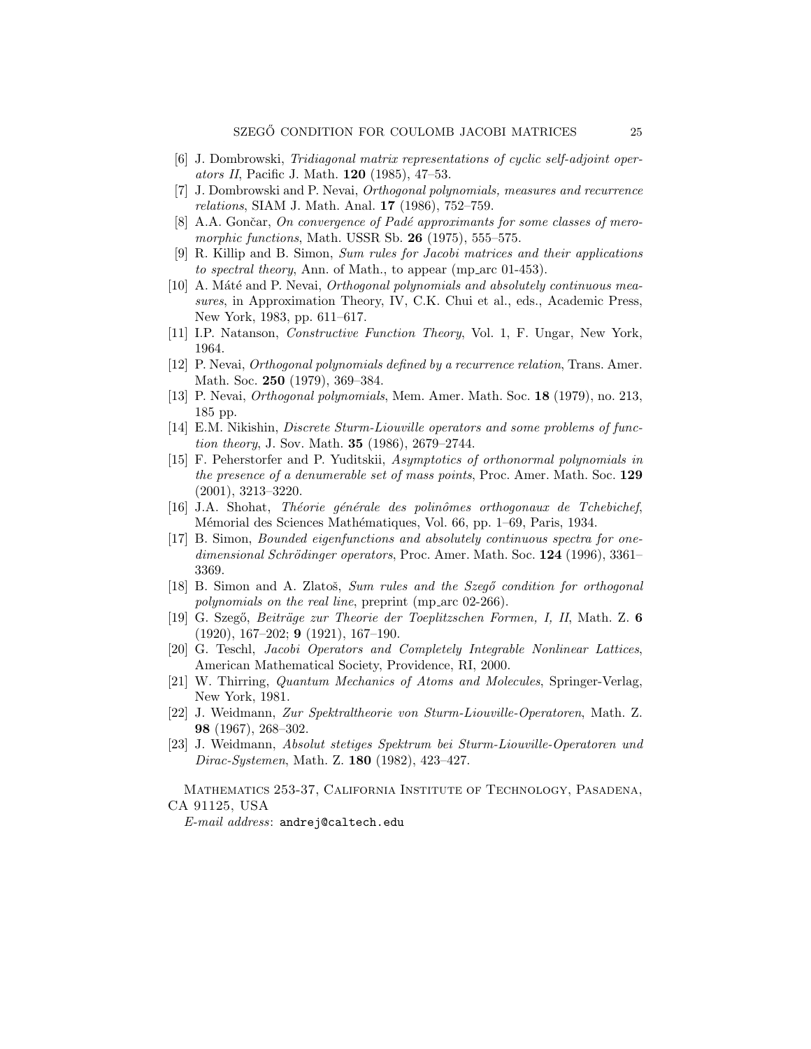[6] J. Dombrowski, *Tridiagonal matrix representations of cyclic self-adjoint operators II*, Pacific J. Math. **120** (1985), 47–53.

[7] J. Dombrowski and P. Nevai, *Orthogonal polynomials, measures and recurrence relations*, SIAM J. Math. Anal. **17** (1986), 752–759.

[8] A.A. Gončar, *On convergence of Padé approximants for some classes of meromorphic functions*, Math. USSR Sb. **26** (1975), 555–575.

[9] R. Killip and B. Simon, *Sum rules for Jacobi matrices and their applications to spectral theory*, Ann. of Math., to appear (mp_arc 01-453).

[10] A. Máté and P. Nevai, *Orthogonal polynomials and absolutely continuous measures*, in Approximation Theory, IV, C.K. Chui et al., eds., Academic Press, New York, 1983, pp. 611–617.

[11] I.P. Natanson, *Constructive Function Theory*, Vol. 1, F. Ungar, New York, 1964.

[12] P. Nevai, *Orthogonal polynomials defined by a recurrence relation*, Trans. Amer. Math. Soc. **250** (1979), 369–384.

[13] P. Nevai, *Orthogonal polynomials*, Mem. Amer. Math. Soc. **18** (1979), no. 213, 185 pp.

[14] E.M. Nikishin, *Discrete Sturm-Liouville operators and some problems of function theory*, J. Sov. Math. **35** (1986), 2679–2744.

[15] F. Peherstorfer and P. Yuditskii, *Asymptotics of orthonormal polynomials in the presence of a denumerable set of mass points*, Proc. Amer. Math. Soc. **129** (2001), 3213–3220.

[16] J.A. Shohat, *Théorie générale des polinômes orthogonaux de Tchebichef*, Mémorial des Sciences Mathématiques, Vol. 66, pp. 1–69, Paris, 1934.

[17] B. Simon, *Bounded eigenfunctions and absolutely continuous spectra for one-dimensional Schrödinger operators*, Proc. Amer. Math. Soc. **124** (1996), 3361–3369.

[18] B. Simon and A. Zlatoš, *Sum rules and the Szegő condition for orthogonal polynomials on the real line*, preprint (mp_arc 02-266).

[19] G. Szegő, *Beiträge zur Theorie der Toeplitzschen Formen, I, II*, Math. Z. **6** (1920), 167–202; **9** (1921), 167–190.

[20] G. Teschl, *Jacobi Operators and Completely Integrable Nonlinear Lattices*, American Mathematical Society, Providence, RI, 2000.

[21] W. Thirring, *Quantum Mechanics of Atoms and Molecules*, Springer-Verlag, New York, 1981.

[22] J. Weidmann, *Zur Spektraltheorie von Sturm-Liouville-Operatoren*, Math. Z. **98** (1967), 268–302.

[23] J. Weidmann, *Absolut stetiges Spektrum bei Sturm-Liouville-Operatoren und Dirac-Systemen*, Math. Z. **180** (1982), 423–427.

Mathematics 253-37, California Institute of Technology, Pasadena, CA 91125, USA

*E-mail address*: andrej@caltech.edu